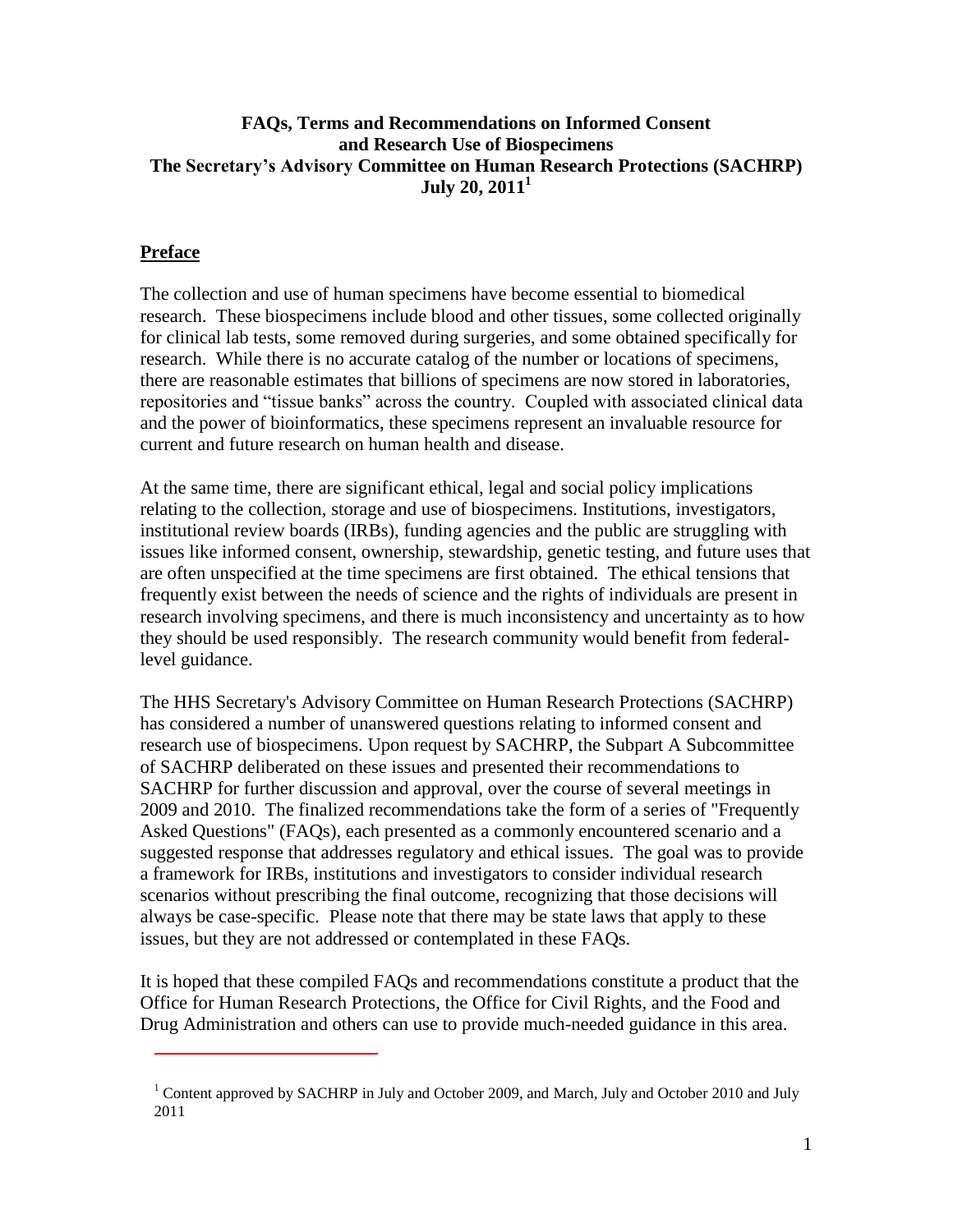# FAQs, Terms and Recommendations on Informed Consent and Research Use of Biospecimens

## The Secretary's Advisory Committee on Human Research Protections (SACHRP)

**July 20, 2011[1]**

## Preface

The collection and use of human specimens have become essential to biomedical research. These biospecimens include blood and other tissues, some collected originally for clinical lab tests, some removed during surgeries, and some obtained specifically for research. While there is no accurate catalog of the number or locations of specimens, there are reasonable estimates that billions of specimens are now stored in laboratories, repositories and "tissue banks" across the country. Coupled with associated clinical data and the power of bioinformatics, these specimens represent an invaluable resource for current and future research on human health and disease.

At the same time, there are significant ethical, legal and social policy implications relating to the collection, storage and use of biospecimens. Institutions, investigators, institutional review boards (IRBs), funding agencies and the public are struggling with issues like informed consent, ownership, stewardship, genetic testing, and future uses that are often unspecified at the time specimens are first obtained. The ethical tensions that frequently exist between the needs of science and the rights of individuals are present in research involving specimens, and there is much inconsistency and uncertainty as to how they should be used responsibly. The research community would benefit from federal-level guidance.

The HHS Secretary's Advisory Committee on Human Research Protections (SACHRP) has considered a number of unanswered questions relating to informed consent and research use of biospecimens. Upon request by SACHRP, the Subpart A Subcommittee of SACHRP deliberated on these issues and presented their recommendations to SACHRP for further discussion and approval, over the course of several meetings in 2009 and 2010. The finalized recommendations take the form of a series of "Frequently Asked Questions" (FAQs), each presented as a commonly encountered scenario and a suggested response that addresses regulatory and ethical issues. The goal was to provide a framework for IRBs, institutions and investigators to consider individual research scenarios without prescribing the final outcome, recognizing that those decisions will always be case-specific. Please note that there may be state laws that apply to these issues, but they are not addressed or contemplated in these FAQs.

It is hoped that these compiled FAQs and recommendations constitute a product that the Office for Human Research Protections, the Office for Civil Rights, and the Food and Drug Administration and others can use to provide much-needed guidance in this area.

---

[1] Content approved by SACHRP in July and October 2009, and March, July and October 2010 and July 2011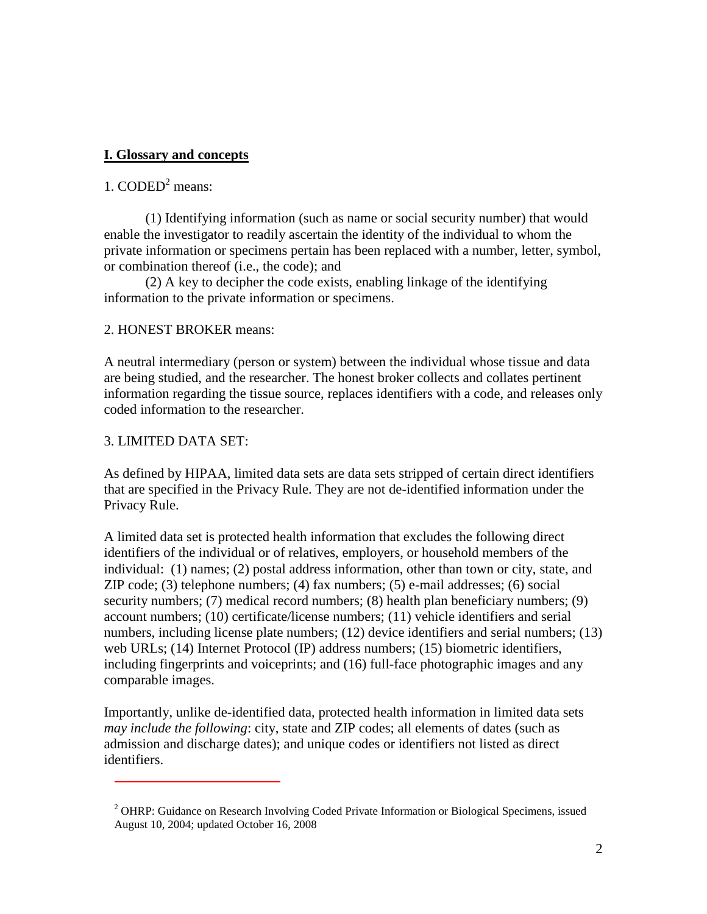## I. Glossary and concepts

1. CODED[2] means:

(1) Identifying information (such as name or social security number) that would enable the investigator to readily ascertain the identity of the individual to whom the private information or specimens pertain has been replaced with a number, letter, symbol, or combination thereof (i.e., the code); and

(2) A key to decipher the code exists, enabling linkage of the identifying information to the private information or specimens.

2. HONEST BROKER means:

A neutral intermediary (person or system) between the individual whose tissue and data are being studied, and the researcher. The honest broker collects and collates pertinent information regarding the tissue source, replaces identifiers with a code, and releases only coded information to the researcher.

3. LIMITED DATA SET:

As defined by HIPAA, limited data sets are data sets stripped of certain direct identifiers that are specified in the Privacy Rule. They are not de-identified information under the Privacy Rule.

A limited data set is protected health information that excludes the following direct identifiers of the individual or of relatives, employers, or household members of the individual: (1) names; (2) postal address information, other than town or city, state, and ZIP code; (3) telephone numbers; (4) fax numbers; (5) e-mail addresses; (6) social security numbers; (7) medical record numbers; (8) health plan beneficiary numbers; (9) account numbers; (10) certificate/license numbers; (11) vehicle identifiers and serial numbers, including license plate numbers; (12) device identifiers and serial numbers; (13) web URLs; (14) Internet Protocol (IP) address numbers; (15) biometric identifiers, including fingerprints and voiceprints; and (16) full-face photographic images and any comparable images.

Importantly, unlike de-identified data, protected health information in limited data sets *may include the following*: city, state and ZIP codes; all elements of dates (such as admission and discharge dates); and unique codes or identifiers not listed as direct identifiers.

---

[2] OHRP: Guidance on Research Involving Coded Private Information or Biological Specimens, issued August 10, 2004; updated October 16, 2008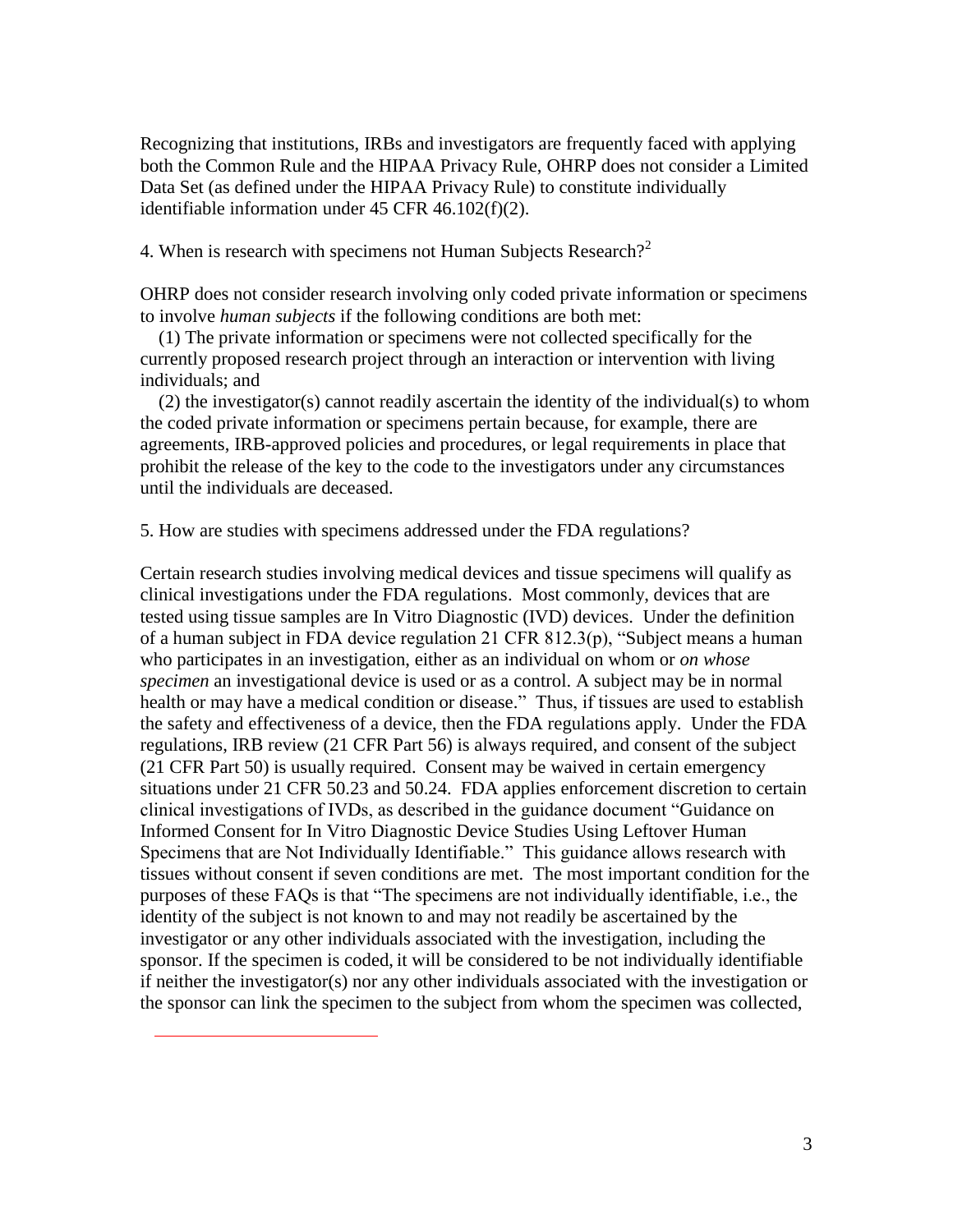Recognizing that institutions, IRBs and investigators are frequently faced with applying both the Common Rule and the HIPAA Privacy Rule, OHRP does not consider a Limited Data Set (as defined under the HIPAA Privacy Rule) to constitute individually identifiable information under 45 CFR 46.102(f)(2).

4. When is research with specimens not Human Subjects Research?[2]

OHRP does not consider research involving only coded private information or specimens to involve *human subjects* if the following conditions are both met:

(1) The private information or specimens were not collected specifically for the currently proposed research project through an interaction or intervention with living individuals; and

(2) the investigator(s) cannot readily ascertain the identity of the individual(s) to whom the coded private information or specimens pertain because, for example, there are agreements, IRB-approved policies and procedures, or legal requirements in place that prohibit the release of the key to the code to the investigators under any circumstances until the individuals are deceased.

5. How are studies with specimens addressed under the FDA regulations?

Certain research studies involving medical devices and tissue specimens will qualify as clinical investigations under the FDA regulations. Most commonly, devices that are tested using tissue samples are In Vitro Diagnostic (IVD) devices. Under the definition of a human subject in FDA device regulation 21 CFR 812.3(p), "Subject means a human who participates in an investigation, either as an individual on whom or *on whose specimen* an investigational device is used or as a control. A subject may be in normal health or may have a medical condition or disease." Thus, if tissues are used to establish the safety and effectiveness of a device, then the FDA regulations apply. Under the FDA regulations, IRB review (21 CFR Part 56) is always required, and consent of the subject (21 CFR Part 50) is usually required. Consent may be waived in certain emergency situations under 21 CFR 50.23 and 50.24. FDA applies enforcement discretion to certain clinical investigations of IVDs, as described in the guidance document "Guidance on Informed Consent for In Vitro Diagnostic Device Studies Using Leftover Human Specimens that are Not Individually Identifiable." This guidance allows research with tissues without consent if seven conditions are met. The most important condition for the purposes of these FAQs is that "The specimens are not individually identifiable, i.e., the identity of the subject is not known to and may not readily be ascertained by the investigator or any other individuals associated with the investigation, including the sponsor. If the specimen is coded, it will be considered to be not individually identifiable if neither the investigator(s) nor any other individuals associated with the investigation or the sponsor can link the specimen to the subject from whom the specimen was collected,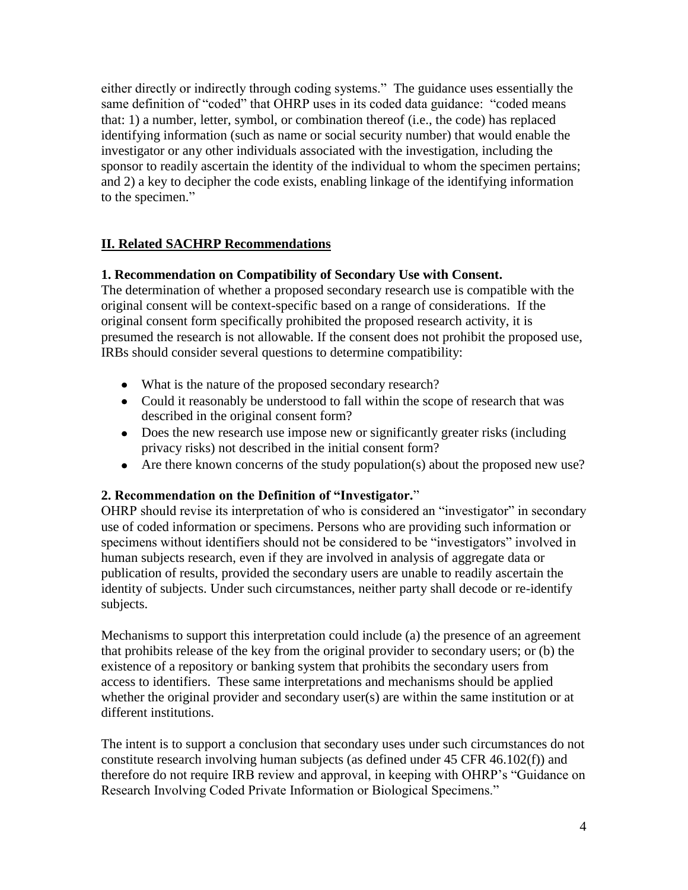either directly or indirectly through coding systems." The guidance uses essentially the same definition of "coded" that OHRP uses in its coded data guidance: "coded means that: 1) a number, letter, symbol, or combination thereof (i.e., the code) has replaced identifying information (such as name or social security number) that would enable the investigator or any other individuals associated with the investigation, including the sponsor to readily ascertain the identity of the individual to whom the specimen pertains; and 2) a key to decipher the code exists, enabling linkage of the identifying information to the specimen."

## II. Related SACHRP Recommendations

### 1. Recommendation on Compatibility of Secondary Use with Consent.

The determination of whether a proposed secondary research use is compatible with the original consent will be context-specific based on a range of considerations. If the original consent form specifically prohibited the proposed research activity, it is presumed the research is not allowable. If the consent does not prohibit the proposed use, IRBs should consider several questions to determine compatibility:

- What is the nature of the proposed secondary research?
- Could it reasonably be understood to fall within the scope of research that was described in the original consent form?
- Does the new research use impose new or significantly greater risks (including privacy risks) not described in the initial consent form?
- Are there known concerns of the study population(s) about the proposed new use?

### 2. Recommendation on the Definition of "Investigator."

OHRP should revise its interpretation of who is considered an "investigator" in secondary use of coded information or specimens. Persons who are providing such information or specimens without identifiers should not be considered to be "investigators" involved in human subjects research, even if they are involved in analysis of aggregate data or publication of results, provided the secondary users are unable to readily ascertain the identity of subjects. Under such circumstances, neither party shall decode or re-identify subjects.

Mechanisms to support this interpretation could include (a) the presence of an agreement that prohibits release of the key from the original provider to secondary users; or (b) the existence of a repository or banking system that prohibits the secondary users from access to identifiers. These same interpretations and mechanisms should be applied whether the original provider and secondary user(s) are within the same institution or at different institutions.

The intent is to support a conclusion that secondary uses under such circumstances do not constitute research involving human subjects (as defined under 45 CFR 46.102(f)) and therefore do not require IRB review and approval, in keeping with OHRP's "Guidance on Research Involving Coded Private Information or Biological Specimens."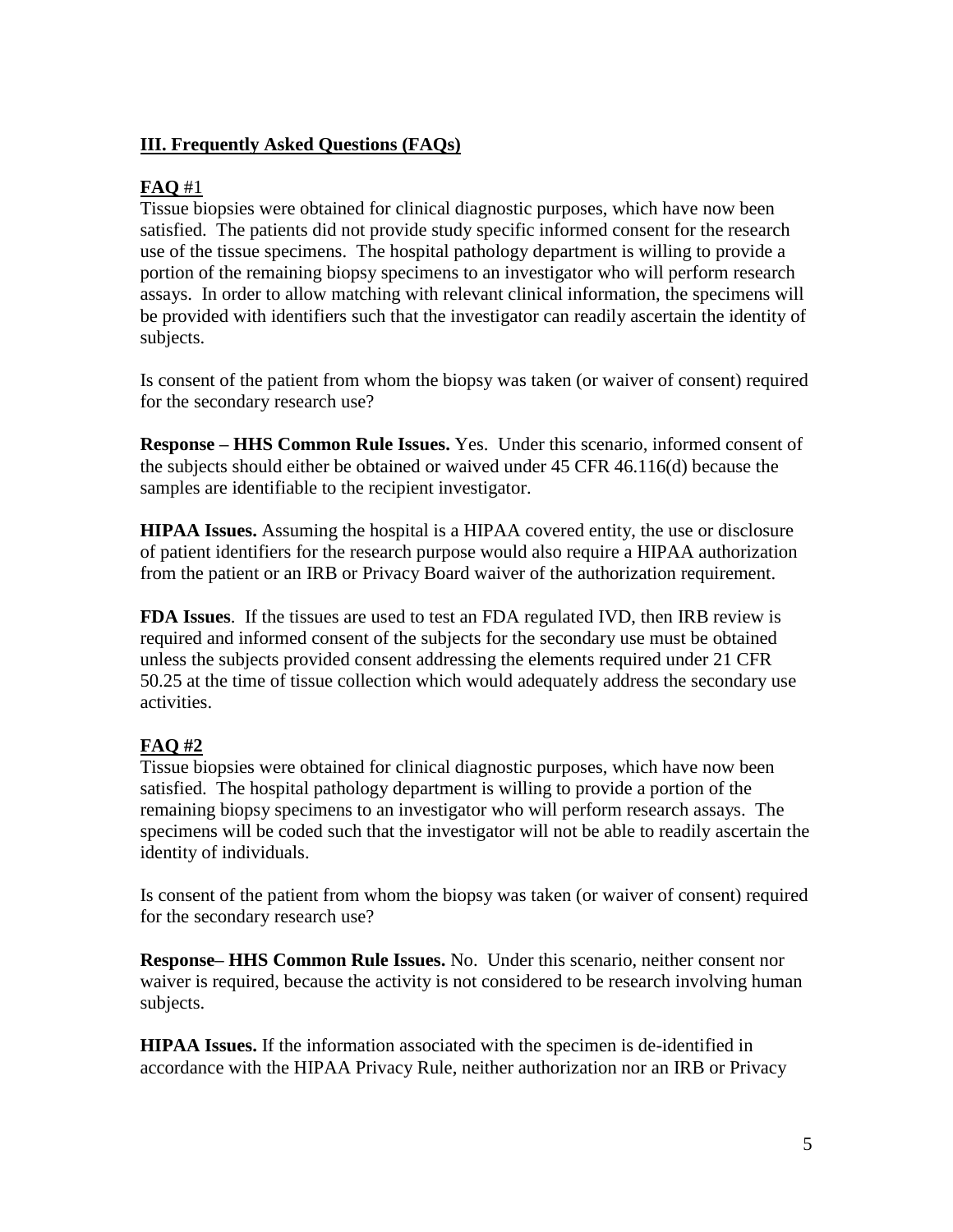## **III. Frequently Asked Questions (FAQs)**

### **FAQ** #1

Tissue biopsies were obtained for clinical diagnostic purposes, which have now been satisfied. The patients did not provide study specific informed consent for the research use of the tissue specimens. The hospital pathology department is willing to provide a portion of the remaining biopsy specimens to an investigator who will perform research assays. In order to allow matching with relevant clinical information, the specimens will be provided with identifiers such that the investigator can readily ascertain the identity of subjects.

Is consent of the patient from whom the biopsy was taken (or waiver of consent) required for the secondary research use?

**Response – HHS Common Rule Issues.** Yes. Under this scenario, informed consent of the subjects should either be obtained or waived under 45 CFR 46.116(d) because the samples are identifiable to the recipient investigator.

**HIPAA Issues.** Assuming the hospital is a HIPAA covered entity, the use or disclosure of patient identifiers for the research purpose would also require a HIPAA authorization from the patient or an IRB or Privacy Board waiver of the authorization requirement.

**FDA Issues**. If the tissues are used to test an FDA regulated IVD, then IRB review is required and informed consent of the subjects for the secondary use must be obtained unless the subjects provided consent addressing the elements required under 21 CFR 50.25 at the time of tissue collection which would adequately address the secondary use activities.

### **FAQ #2**

Tissue biopsies were obtained for clinical diagnostic purposes, which have now been satisfied. The hospital pathology department is willing to provide a portion of the remaining biopsy specimens to an investigator who will perform research assays. The specimens will be coded such that the investigator will not be able to readily ascertain the identity of individuals.

Is consent of the patient from whom the biopsy was taken (or waiver of consent) required for the secondary research use?

**Response– HHS Common Rule Issues.** No. Under this scenario, neither consent nor waiver is required, because the activity is not considered to be research involving human subjects.

**HIPAA Issues.** If the information associated with the specimen is de-identified in accordance with the HIPAA Privacy Rule, neither authorization nor an IRB or Privacy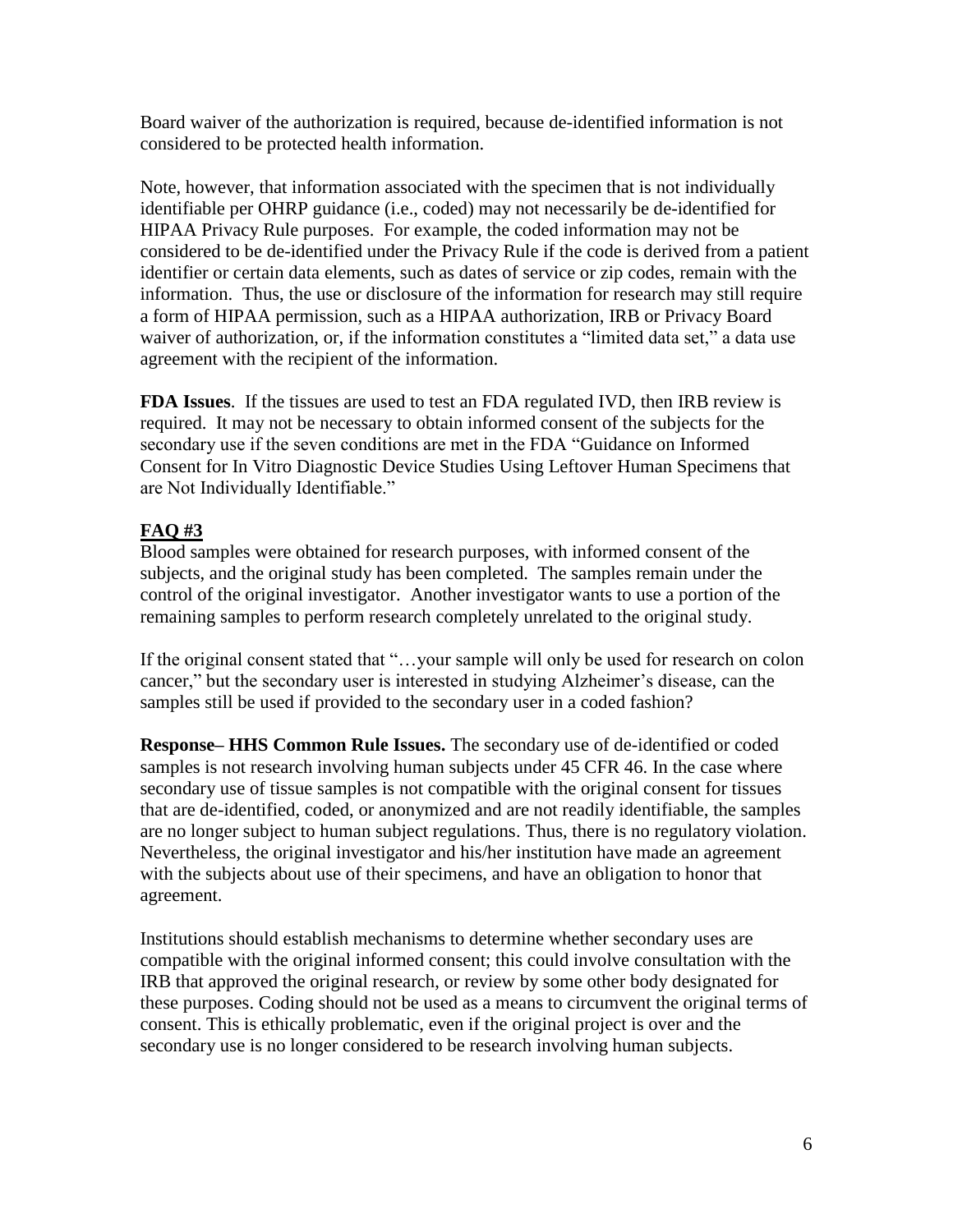Board waiver of the authorization is required, because de-identified information is not considered to be protected health information.

Note, however, that information associated with the specimen that is not individually identifiable per OHRP guidance (i.e., coded) may not necessarily be de-identified for HIPAA Privacy Rule purposes. For example, the coded information may not be considered to be de-identified under the Privacy Rule if the code is derived from a patient identifier or certain data elements, such as dates of service or zip codes, remain with the information. Thus, the use or disclosure of the information for research may still require a form of HIPAA permission, such as a HIPAA authorization, IRB or Privacy Board waiver of authorization, or, if the information constitutes a "limited data set," a data use agreement with the recipient of the information.

**FDA Issues**. If the tissues are used to test an FDA regulated IVD, then IRB review is required. It may not be necessary to obtain informed consent of the subjects for the secondary use if the seven conditions are met in the FDA "Guidance on Informed Consent for In Vitro Diagnostic Device Studies Using Leftover Human Specimens that are Not Individually Identifiable."

## FAQ #3

Blood samples were obtained for research purposes, with informed consent of the subjects, and the original study has been completed. The samples remain under the control of the original investigator. Another investigator wants to use a portion of the remaining samples to perform research completely unrelated to the original study.

If the original consent stated that "…your sample will only be used for research on colon cancer," but the secondary user is interested in studying Alzheimer's disease, can the samples still be used if provided to the secondary user in a coded fashion?

**Response– HHS Common Rule Issues.** The secondary use of de-identified or coded samples is not research involving human subjects under 45 CFR 46. In the case where secondary use of tissue samples is not compatible with the original consent for tissues that are de-identified, coded, or anonymized and are not readily identifiable, the samples are no longer subject to human subject regulations. Thus, there is no regulatory violation. Nevertheless, the original investigator and his/her institution have made an agreement with the subjects about use of their specimens, and have an obligation to honor that agreement.

Institutions should establish mechanisms to determine whether secondary uses are compatible with the original informed consent; this could involve consultation with the IRB that approved the original research, or review by some other body designated for these purposes. Coding should not be used as a means to circumvent the original terms of consent. This is ethically problematic, even if the original project is over and the secondary use is no longer considered to be research involving human subjects.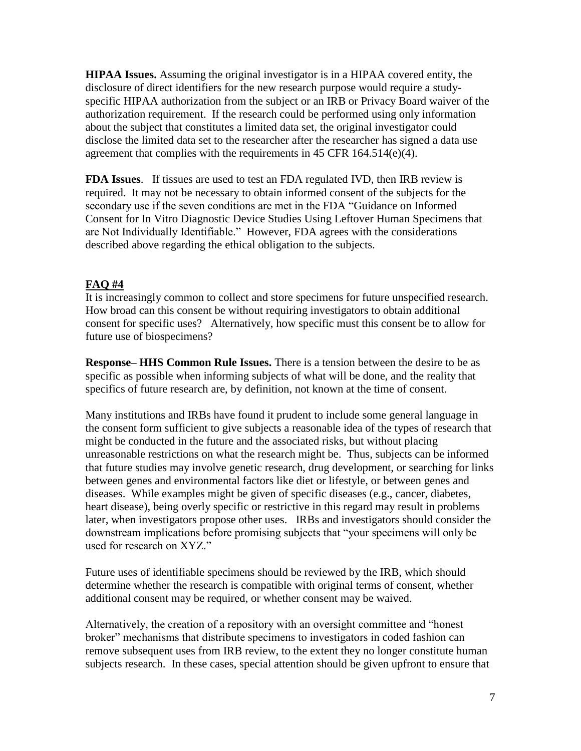**HIPAA Issues.** Assuming the original investigator is in a HIPAA covered entity, the disclosure of direct identifiers for the new research purpose would require a study-specific HIPAA authorization from the subject or an IRB or Privacy Board waiver of the authorization requirement. If the research could be performed using only information about the subject that constitutes a limited data set, the original investigator could disclose the limited data set to the researcher after the researcher has signed a data use agreement that complies with the requirements in 45 CFR 164.514(e)(4).

**FDA Issues**. If tissues are used to test an FDA regulated IVD, then IRB review is required. It may not be necessary to obtain informed consent of the subjects for the secondary use if the seven conditions are met in the FDA "Guidance on Informed Consent for In Vitro Diagnostic Device Studies Using Leftover Human Specimens that are Not Individually Identifiable." However, FDA agrees with the considerations described above regarding the ethical obligation to the subjects.

## FAQ #4

It is increasingly common to collect and store specimens for future unspecified research. How broad can this consent be without requiring investigators to obtain additional consent for specific uses? Alternatively, how specific must this consent be to allow for future use of biospecimens?

**Response– HHS Common Rule Issues.** There is a tension between the desire to be as specific as possible when informing subjects of what will be done, and the reality that specifics of future research are, by definition, not known at the time of consent.

Many institutions and IRBs have found it prudent to include some general language in the consent form sufficient to give subjects a reasonable idea of the types of research that might be conducted in the future and the associated risks, but without placing unreasonable restrictions on what the research might be. Thus, subjects can be informed that future studies may involve genetic research, drug development, or searching for links between genes and environmental factors like diet or lifestyle, or between genes and diseases. While examples might be given of specific diseases (e.g., cancer, diabetes, heart disease), being overly specific or restrictive in this regard may result in problems later, when investigators propose other uses. IRBs and investigators should consider the downstream implications before promising subjects that "your specimens will only be used for research on XYZ."

Future uses of identifiable specimens should be reviewed by the IRB, which should determine whether the research is compatible with original terms of consent, whether additional consent may be required, or whether consent may be waived.

Alternatively, the creation of a repository with an oversight committee and "honest broker" mechanisms that distribute specimens to investigators in coded fashion can remove subsequent uses from IRB review, to the extent they no longer constitute human subjects research. In these cases, special attention should be given upfront to ensure that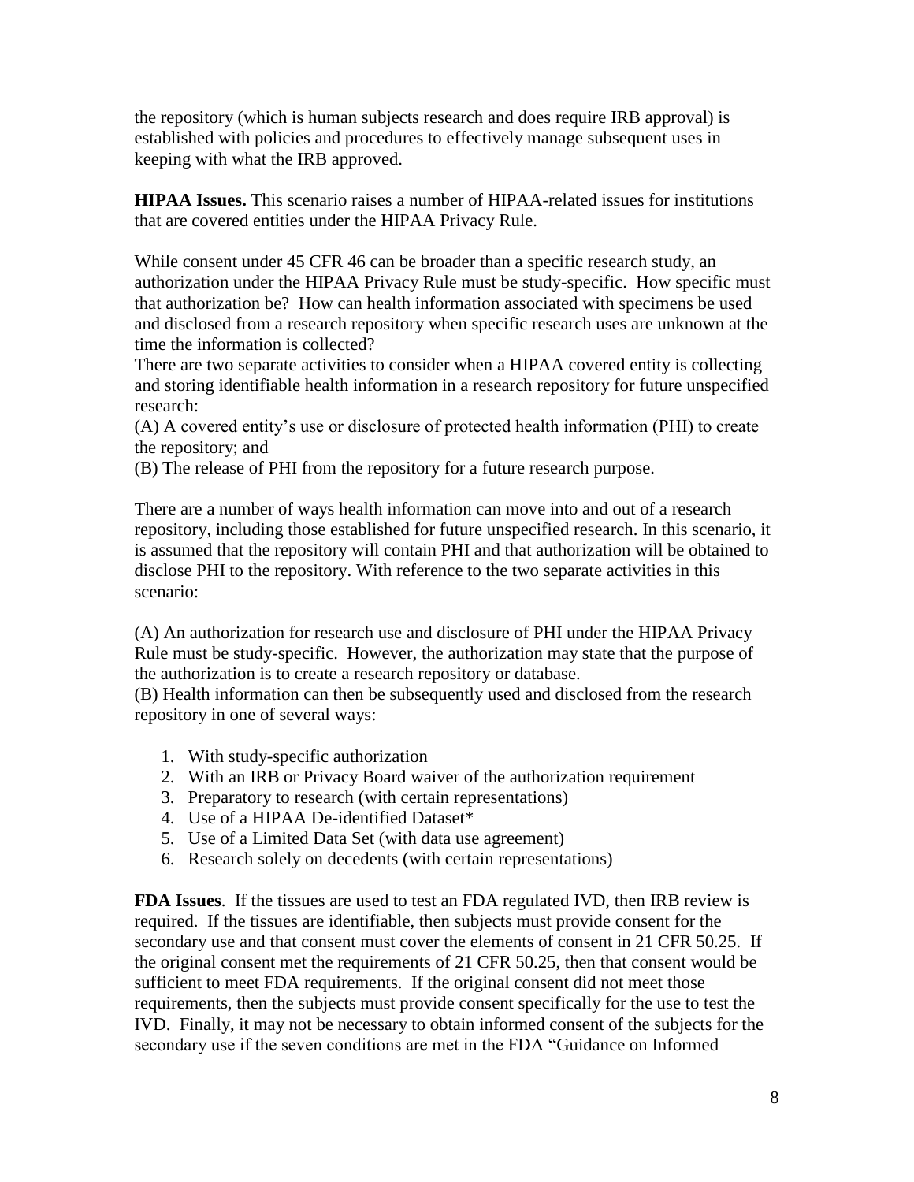the repository (which is human subjects research and does require IRB approval) is established with policies and procedures to effectively manage subsequent uses in keeping with what the IRB approved.

**HIPAA Issues.** This scenario raises a number of HIPAA-related issues for institutions that are covered entities under the HIPAA Privacy Rule.

While consent under 45 CFR 46 can be broader than a specific research study, an authorization under the HIPAA Privacy Rule must be study-specific. How specific must that authorization be? How can health information associated with specimens be used and disclosed from a research repository when specific research uses are unknown at the time the information is collected?

There are two separate activities to consider when a HIPAA covered entity is collecting and storing identifiable health information in a research repository for future unspecified research:

(A) A covered entity's use or disclosure of protected health information (PHI) to create the repository; and

(B) The release of PHI from the repository for a future research purpose.

There are a number of ways health information can move into and out of a research repository, including those established for future unspecified research. In this scenario, it is assumed that the repository will contain PHI and that authorization will be obtained to disclose PHI to the repository. With reference to the two separate activities in this scenario:

(A) An authorization for research use and disclosure of PHI under the HIPAA Privacy Rule must be study-specific. However, the authorization may state that the purpose of the authorization is to create a research repository or database.

(B) Health information can then be subsequently used and disclosed from the research repository in one of several ways:

1. With study-specific authorization
2. With an IRB or Privacy Board waiver of the authorization requirement
3. Preparatory to research (with certain representations)
4. Use of a HIPAA De-identified Dataset*
5. Use of a Limited Data Set (with data use agreement)
6. Research solely on decedents (with certain representations)

**FDA Issues**. If the tissues are used to test an FDA regulated IVD, then IRB review is required. If the tissues are identifiable, then subjects must provide consent for the secondary use and that consent must cover the elements of consent in 21 CFR 50.25. If the original consent met the requirements of 21 CFR 50.25, then that consent would be sufficient to meet FDA requirements. If the original consent did not meet those requirements, then the subjects must provide consent specifically for the use to test the IVD. Finally, it may not be necessary to obtain informed consent of the subjects for the secondary use if the seven conditions are met in the FDA "Guidance on Informed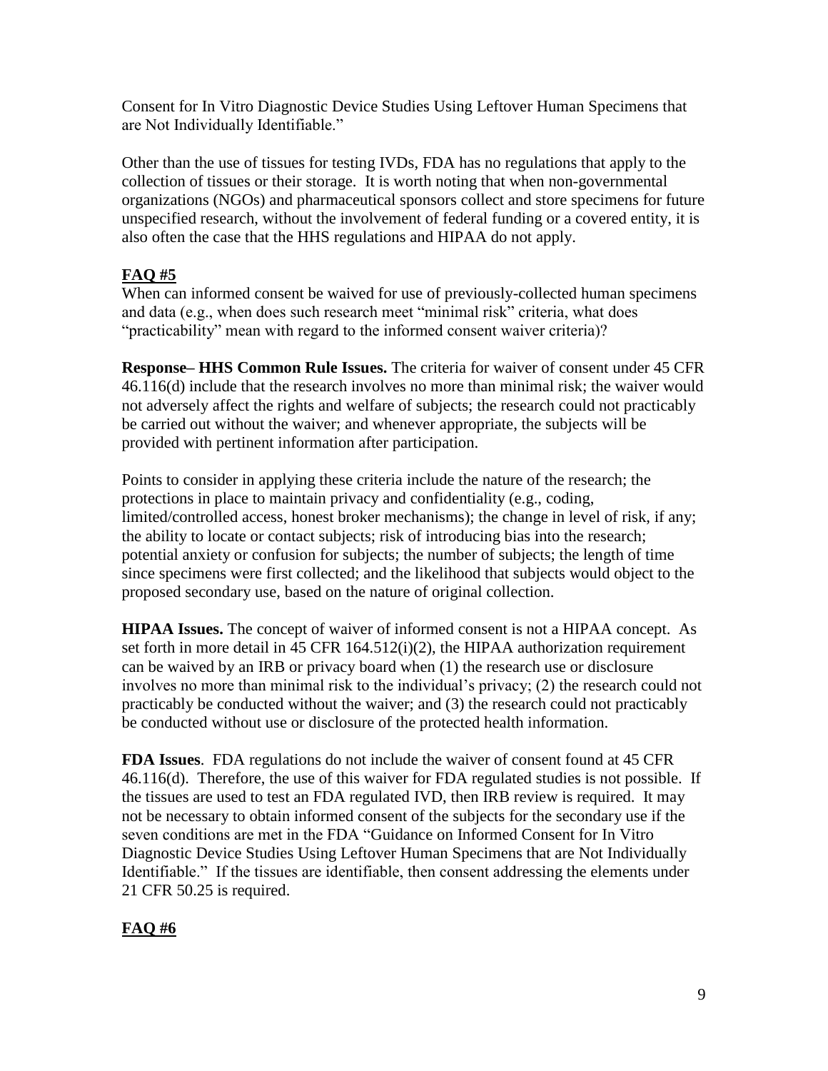Consent for In Vitro Diagnostic Device Studies Using Leftover Human Specimens that are Not Individually Identifiable."

Other than the use of tissues for testing IVDs, FDA has no regulations that apply to the collection of tissues or their storage. It is worth noting that when non-governmental organizations (NGOs) and pharmaceutical sponsors collect and store specimens for future unspecified research, without the involvement of federal funding or a covered entity, it is also often the case that the HHS regulations and HIPAA do not apply.

## FAQ #5

When can informed consent be waived for use of previously-collected human specimens and data (e.g., when does such research meet "minimal risk" criteria, what does "practicability" mean with regard to the informed consent waiver criteria)?

**Response– HHS Common Rule Issues.** The criteria for waiver of consent under 45 CFR 46.116(d) include that the research involves no more than minimal risk; the waiver would not adversely affect the rights and welfare of subjects; the research could not practicably be carried out without the waiver; and whenever appropriate, the subjects will be provided with pertinent information after participation.

Points to consider in applying these criteria include the nature of the research; the protections in place to maintain privacy and confidentiality (e.g., coding, limited/controlled access, honest broker mechanisms); the change in level of risk, if any; the ability to locate or contact subjects; risk of introducing bias into the research; potential anxiety or confusion for subjects; the number of subjects; the length of time since specimens were first collected; and the likelihood that subjects would object to the proposed secondary use, based on the nature of original collection.

**HIPAA Issues.** The concept of waiver of informed consent is not a HIPAA concept. As set forth in more detail in 45 CFR 164.512(i)(2), the HIPAA authorization requirement can be waived by an IRB or privacy board when (1) the research use or disclosure involves no more than minimal risk to the individual's privacy; (2) the research could not practicably be conducted without the waiver; and (3) the research could not practicably be conducted without use or disclosure of the protected health information.

**FDA Issues**. FDA regulations do not include the waiver of consent found at 45 CFR 46.116(d). Therefore, the use of this waiver for FDA regulated studies is not possible. If the tissues are used to test an FDA regulated IVD, then IRB review is required. It may not be necessary to obtain informed consent of the subjects for the secondary use if the seven conditions are met in the FDA "Guidance on Informed Consent for In Vitro Diagnostic Device Studies Using Leftover Human Specimens that are Not Individually Identifiable." If the tissues are identifiable, then consent addressing the elements under 21 CFR 50.25 is required.

## FAQ #6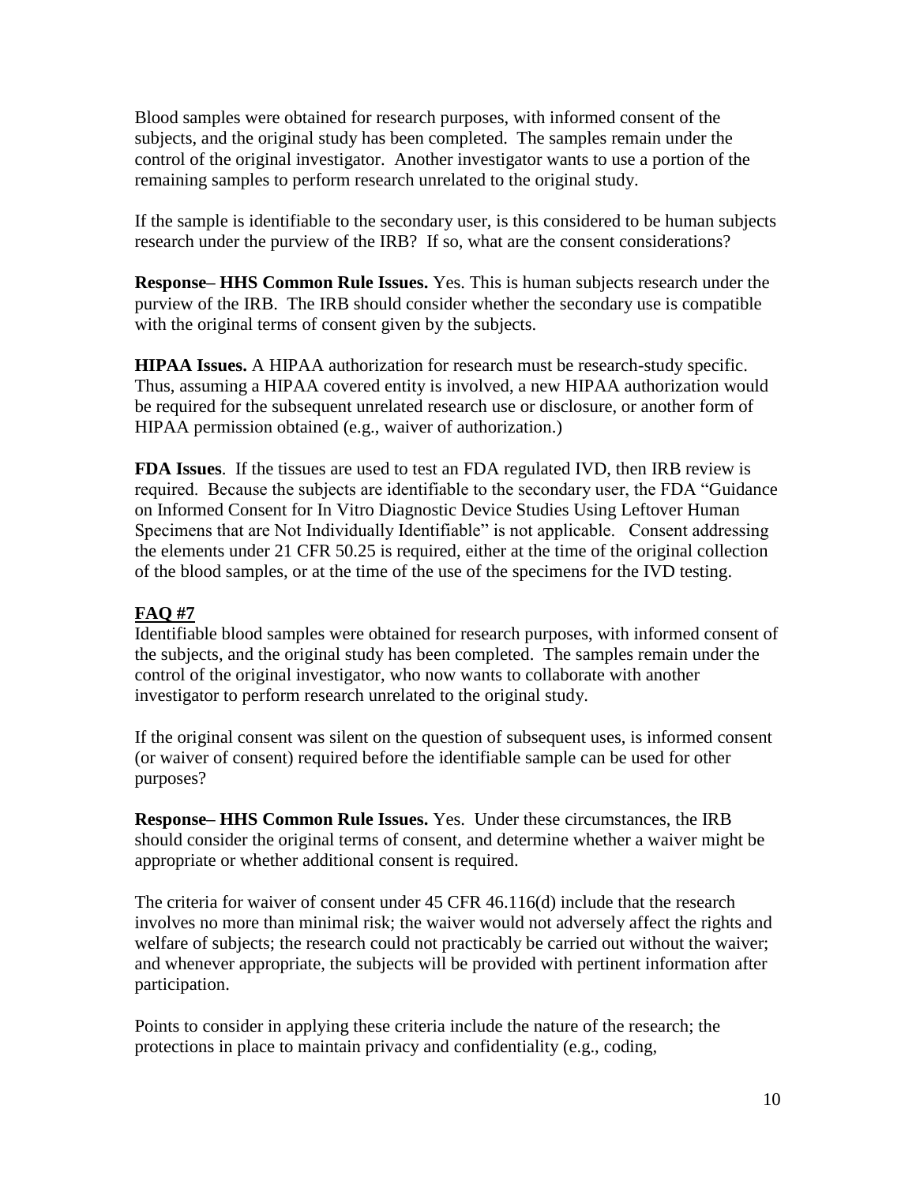Blood samples were obtained for research purposes, with informed consent of the subjects, and the original study has been completed. The samples remain under the control of the original investigator. Another investigator wants to use a portion of the remaining samples to perform research unrelated to the original study.

If the sample is identifiable to the secondary user, is this considered to be human subjects research under the purview of the IRB? If so, what are the consent considerations?

**Response– HHS Common Rule Issues.** Yes. This is human subjects research under the purview of the IRB. The IRB should consider whether the secondary use is compatible with the original terms of consent given by the subjects.

**HIPAA Issues.** A HIPAA authorization for research must be research-study specific. Thus, assuming a HIPAA covered entity is involved, a new HIPAA authorization would be required for the subsequent unrelated research use or disclosure, or another form of HIPAA permission obtained (e.g., waiver of authorization.)

**FDA Issues**. If the tissues are used to test an FDA regulated IVD, then IRB review is required. Because the subjects are identifiable to the secondary user, the FDA "Guidance on Informed Consent for In Vitro Diagnostic Device Studies Using Leftover Human Specimens that are Not Individually Identifiable" is not applicable. Consent addressing the elements under 21 CFR 50.25 is required, either at the time of the original collection of the blood samples, or at the time of the use of the specimens for the IVD testing.

**FAQ #7**

Identifiable blood samples were obtained for research purposes, with informed consent of the subjects, and the original study has been completed. The samples remain under the control of the original investigator, who now wants to collaborate with another investigator to perform research unrelated to the original study.

If the original consent was silent on the question of subsequent uses, is informed consent (or waiver of consent) required before the identifiable sample can be used for other purposes?

**Response– HHS Common Rule Issues.** Yes. Under these circumstances, the IRB should consider the original terms of consent, and determine whether a waiver might be appropriate or whether additional consent is required.

The criteria for waiver of consent under 45 CFR 46.116(d) include that the research involves no more than minimal risk; the waiver would not adversely affect the rights and welfare of subjects; the research could not practicably be carried out without the waiver; and whenever appropriate, the subjects will be provided with pertinent information after participation.

Points to consider in applying these criteria include the nature of the research; the protections in place to maintain privacy and confidentiality (e.g., coding,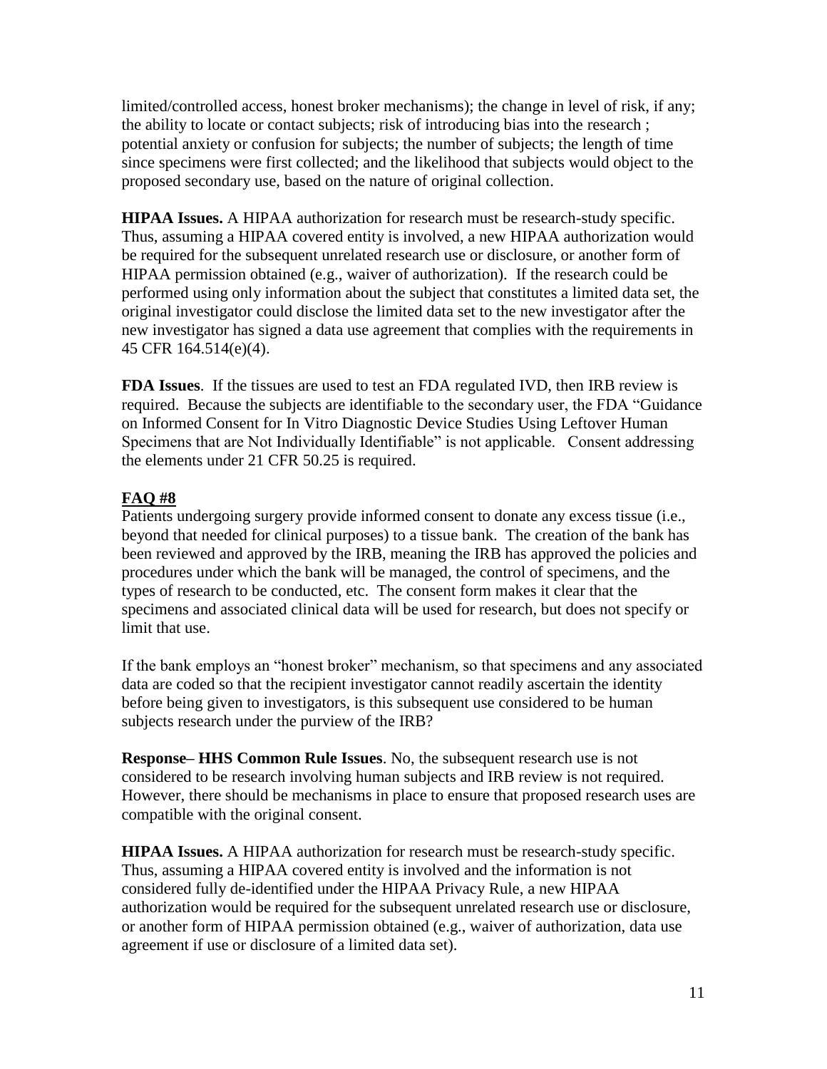limited/controlled access, honest broker mechanisms); the change in level of risk, if any; the ability to locate or contact subjects; risk of introducing bias into the research ; potential anxiety or confusion for subjects; the number of subjects; the length of time since specimens were first collected; and the likelihood that subjects would object to the proposed secondary use, based on the nature of original collection.

**HIPAA Issues.** A HIPAA authorization for research must be research-study specific. Thus, assuming a HIPAA covered entity is involved, a new HIPAA authorization would be required for the subsequent unrelated research use or disclosure, or another form of HIPAA permission obtained (e.g., waiver of authorization). If the research could be performed using only information about the subject that constitutes a limited data set, the original investigator could disclose the limited data set to the new investigator after the new investigator has signed a data use agreement that complies with the requirements in 45 CFR 164.514(e)(4).

**FDA Issues**. If the tissues are used to test an FDA regulated IVD, then IRB review is required. Because the subjects are identifiable to the secondary user, the FDA "Guidance on Informed Consent for In Vitro Diagnostic Device Studies Using Leftover Human Specimens that are Not Individually Identifiable" is not applicable. Consent addressing the elements under 21 CFR 50.25 is required.

**FAQ #8**

Patients undergoing surgery provide informed consent to donate any excess tissue (i.e., beyond that needed for clinical purposes) to a tissue bank. The creation of the bank has been reviewed and approved by the IRB, meaning the IRB has approved the policies and procedures under which the bank will be managed, the control of specimens, and the types of research to be conducted, etc. The consent form makes it clear that the specimens and associated clinical data will be used for research, but does not specify or limit that use.

If the bank employs an "honest broker" mechanism, so that specimens and any associated data are coded so that the recipient investigator cannot readily ascertain the identity before being given to investigators, is this subsequent use considered to be human subjects research under the purview of the IRB?

**Response– HHS Common Rule Issues**. No, the subsequent research use is not considered to be research involving human subjects and IRB review is not required. However, there should be mechanisms in place to ensure that proposed research uses are compatible with the original consent.

**HIPAA Issues.** A HIPAA authorization for research must be research-study specific. Thus, assuming a HIPAA covered entity is involved and the information is not considered fully de-identified under the HIPAA Privacy Rule, a new HIPAA authorization would be required for the subsequent unrelated research use or disclosure, or another form of HIPAA permission obtained (e.g., waiver of authorization, data use agreement if use or disclosure of a limited data set).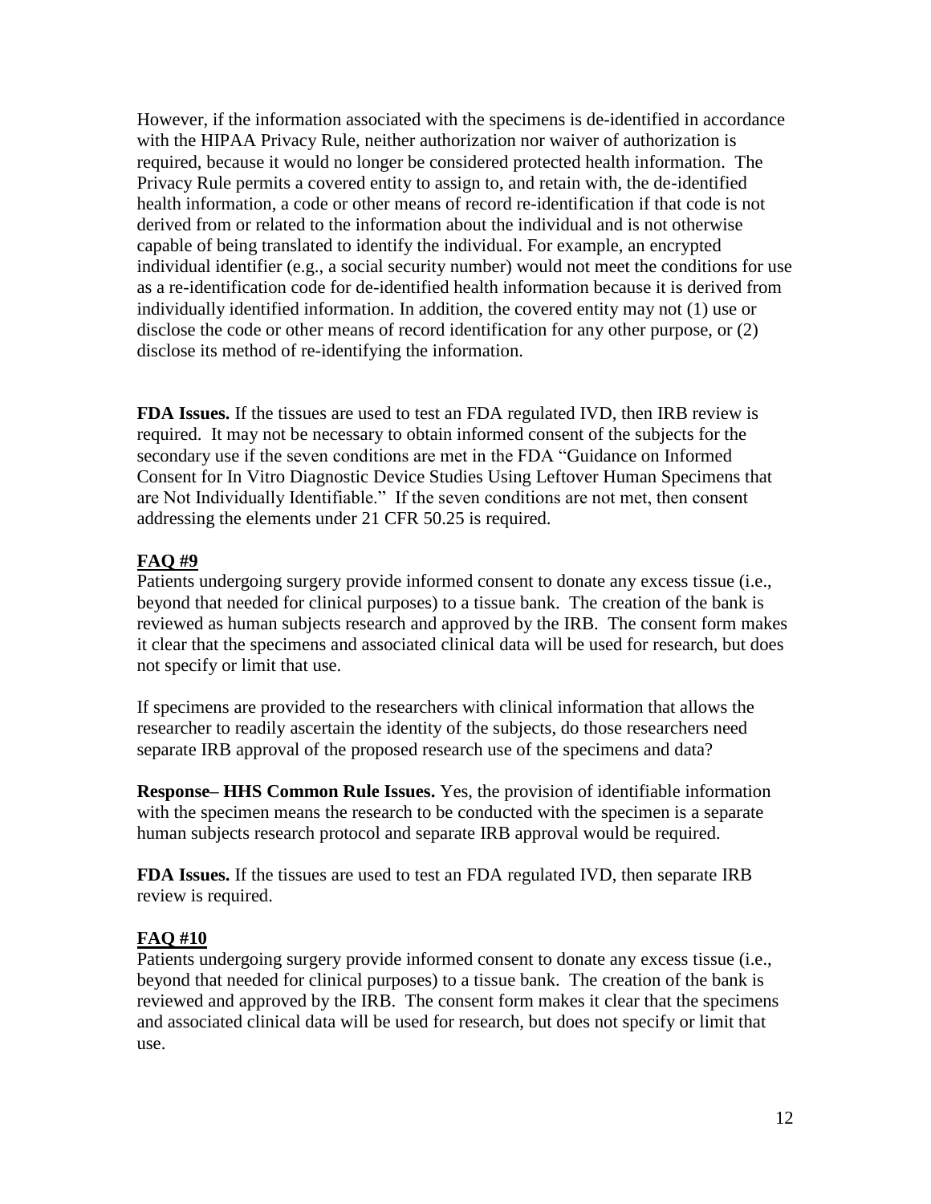However, if the information associated with the specimens is de-identified in accordance with the HIPAA Privacy Rule, neither authorization nor waiver of authorization is required, because it would no longer be considered protected health information. The Privacy Rule permits a covered entity to assign to, and retain with, the de-identified health information, a code or other means of record re-identification if that code is not derived from or related to the information about the individual and is not otherwise capable of being translated to identify the individual. For example, an encrypted individual identifier (e.g., a social security number) would not meet the conditions for use as a re-identification code for de-identified health information because it is derived from individually identified information. In addition, the covered entity may not (1) use or disclose the code or other means of record identification for any other purpose, or (2) disclose its method of re-identifying the information.

**FDA Issues.** If the tissues are used to test an FDA regulated IVD, then IRB review is required. It may not be necessary to obtain informed consent of the subjects for the secondary use if the seven conditions are met in the FDA "Guidance on Informed Consent for In Vitro Diagnostic Device Studies Using Leftover Human Specimens that are Not Individually Identifiable." If the seven conditions are not met, then consent addressing the elements under 21 CFR 50.25 is required.

**FAQ #9**

Patients undergoing surgery provide informed consent to donate any excess tissue (i.e., beyond that needed for clinical purposes) to a tissue bank. The creation of the bank is reviewed as human subjects research and approved by the IRB. The consent form makes it clear that the specimens and associated clinical data will be used for research, but does not specify or limit that use.

If specimens are provided to the researchers with clinical information that allows the researcher to readily ascertain the identity of the subjects, do those researchers need separate IRB approval of the proposed research use of the specimens and data?

**Response– HHS Common Rule Issues.** Yes, the provision of identifiable information with the specimen means the research to be conducted with the specimen is a separate human subjects research protocol and separate IRB approval would be required.

**FDA Issues.** If the tissues are used to test an FDA regulated IVD, then separate IRB review is required.

**FAQ #10**

Patients undergoing surgery provide informed consent to donate any excess tissue (i.e., beyond that needed for clinical purposes) to a tissue bank. The creation of the bank is reviewed and approved by the IRB. The consent form makes it clear that the specimens and associated clinical data will be used for research, but does not specify or limit that use.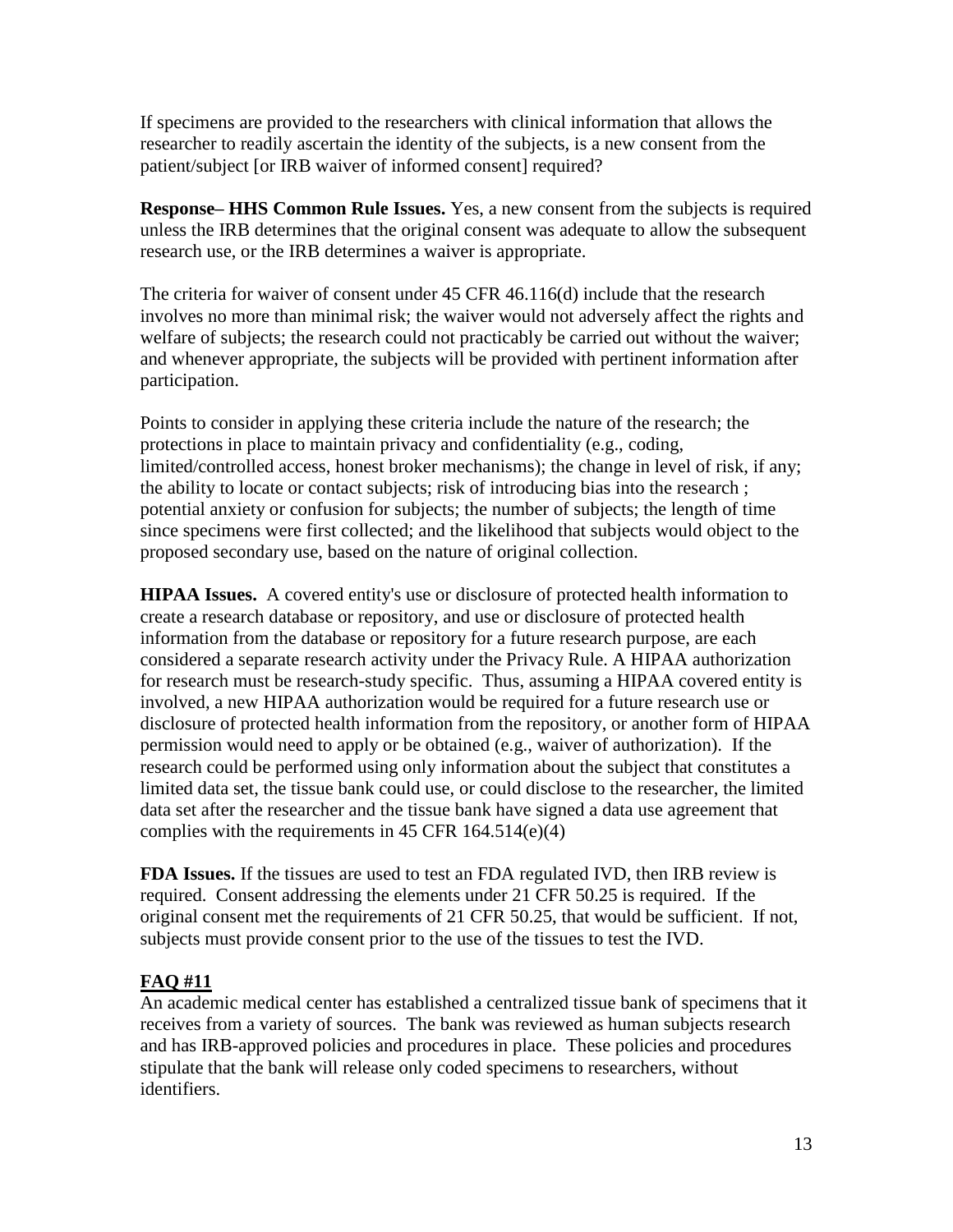If specimens are provided to the researchers with clinical information that allows the researcher to readily ascertain the identity of the subjects, is a new consent from the patient/subject [or IRB waiver of informed consent] required?

**Response– HHS Common Rule Issues.** Yes, a new consent from the subjects is required unless the IRB determines that the original consent was adequate to allow the subsequent research use, or the IRB determines a waiver is appropriate.

The criteria for waiver of consent under 45 CFR 46.116(d) include that the research involves no more than minimal risk; the waiver would not adversely affect the rights and welfare of subjects; the research could not practicably be carried out without the waiver; and whenever appropriate, the subjects will be provided with pertinent information after participation.

Points to consider in applying these criteria include the nature of the research; the protections in place to maintain privacy and confidentiality (e.g., coding, limited/controlled access, honest broker mechanisms); the change in level of risk, if any; the ability to locate or contact subjects; risk of introducing bias into the research ; potential anxiety or confusion for subjects; the number of subjects; the length of time since specimens were first collected; and the likelihood that subjects would object to the proposed secondary use, based on the nature of original collection.

**HIPAA Issues.** A covered entity's use or disclosure of protected health information to create a research database or repository, and use or disclosure of protected health information from the database or repository for a future research purpose, are each considered a separate research activity under the Privacy Rule. A HIPAA authorization for research must be research-study specific. Thus, assuming a HIPAA covered entity is involved, a new HIPAA authorization would be required for a future research use or disclosure of protected health information from the repository, or another form of HIPAA permission would need to apply or be obtained (e.g., waiver of authorization). If the research could be performed using only information about the subject that constitutes a limited data set, the tissue bank could use, or could disclose to the researcher, the limited data set after the researcher and the tissue bank have signed a data use agreement that complies with the requirements in 45 CFR 164.514(e)(4)

**FDA Issues.** If the tissues are used to test an FDA regulated IVD, then IRB review is required. Consent addressing the elements under 21 CFR 50.25 is required. If the original consent met the requirements of 21 CFR 50.25, that would be sufficient. If not, subjects must provide consent prior to the use of the tissues to test the IVD.

**FAQ #11**

An academic medical center has established a centralized tissue bank of specimens that it receives from a variety of sources. The bank was reviewed as human subjects research and has IRB-approved policies and procedures in place. These policies and procedures stipulate that the bank will release only coded specimens to researchers, without identifiers.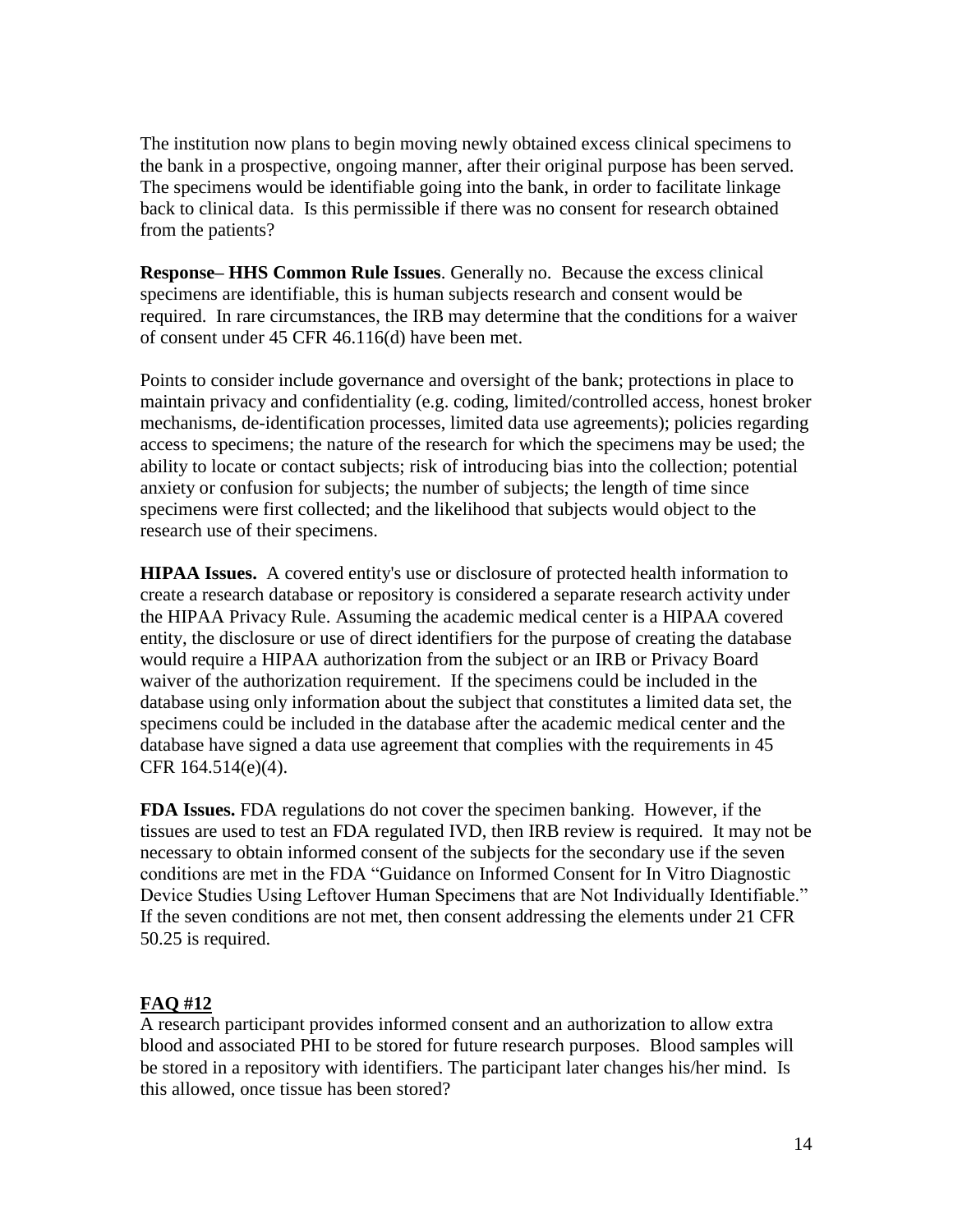The institution now plans to begin moving newly obtained excess clinical specimens to the bank in a prospective, ongoing manner, after their original purpose has been served. The specimens would be identifiable going into the bank, in order to facilitate linkage back to clinical data. Is this permissible if there was no consent for research obtained from the patients?

**Response– HHS Common Rule Issues**. Generally no. Because the excess clinical specimens are identifiable, this is human subjects research and consent would be required. In rare circumstances, the IRB may determine that the conditions for a waiver of consent under 45 CFR 46.116(d) have been met.

Points to consider include governance and oversight of the bank; protections in place to maintain privacy and confidentiality (e.g. coding, limited/controlled access, honest broker mechanisms, de-identification processes, limited data use agreements); policies regarding access to specimens; the nature of the research for which the specimens may be used; the ability to locate or contact subjects; risk of introducing bias into the collection; potential anxiety or confusion for subjects; the number of subjects; the length of time since specimens were first collected; and the likelihood that subjects would object to the research use of their specimens.

**HIPAA Issues.** A covered entity's use or disclosure of protected health information to create a research database or repository is considered a separate research activity under the HIPAA Privacy Rule. Assuming the academic medical center is a HIPAA covered entity, the disclosure or use of direct identifiers for the purpose of creating the database would require a HIPAA authorization from the subject or an IRB or Privacy Board waiver of the authorization requirement. If the specimens could be included in the database using only information about the subject that constitutes a limited data set, the specimens could be included in the database after the academic medical center and the database have signed a data use agreement that complies with the requirements in 45 CFR 164.514(e)(4).

**FDA Issues.** FDA regulations do not cover the specimen banking. However, if the tissues are used to test an FDA regulated IVD, then IRB review is required. It may not be necessary to obtain informed consent of the subjects for the secondary use if the seven conditions are met in the FDA "Guidance on Informed Consent for In Vitro Diagnostic Device Studies Using Leftover Human Specimens that are Not Individually Identifiable." If the seven conditions are not met, then consent addressing the elements under 21 CFR 50.25 is required.

## FAQ #12

A research participant provides informed consent and an authorization to allow extra blood and associated PHI to be stored for future research purposes. Blood samples will be stored in a repository with identifiers. The participant later changes his/her mind. Is this allowed, once tissue has been stored?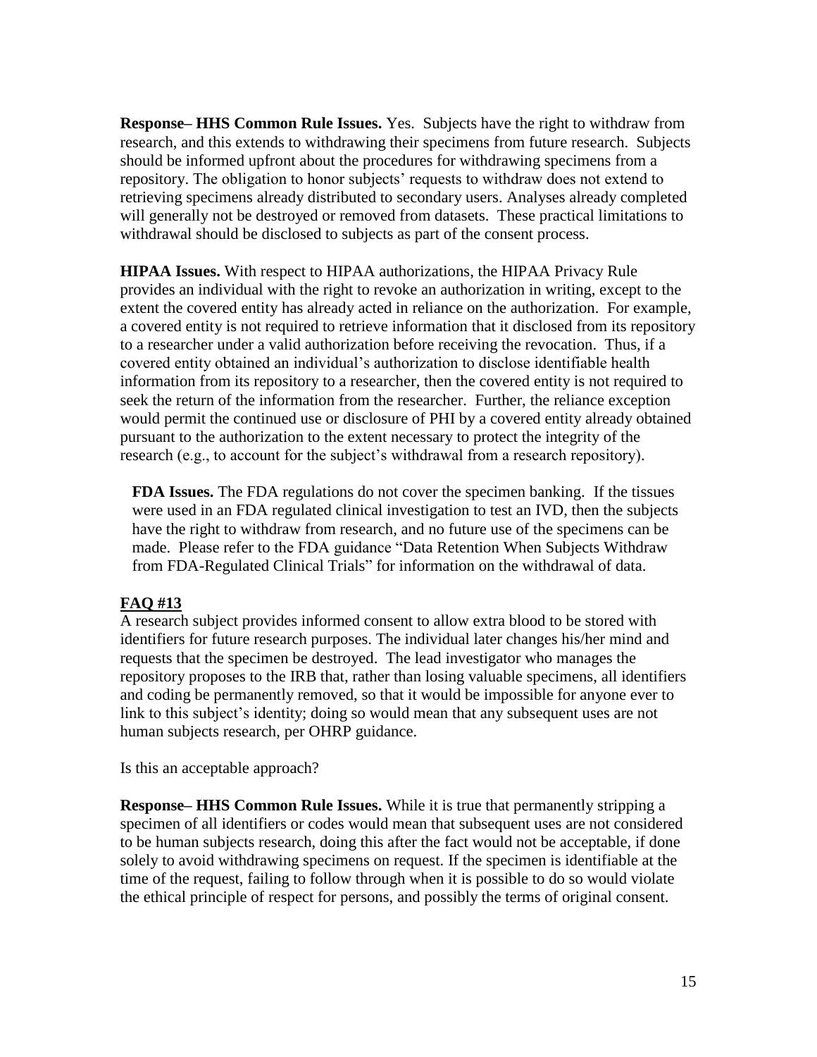**Response– HHS Common Rule Issues.** Yes. Subjects have the right to withdraw from research, and this extends to withdrawing their specimens from future research. Subjects should be informed upfront about the procedures for withdrawing specimens from a repository. The obligation to honor subjects' requests to withdraw does not extend to retrieving specimens already distributed to secondary users. Analyses already completed will generally not be destroyed or removed from datasets. These practical limitations to withdrawal should be disclosed to subjects as part of the consent process.

**HIPAA Issues.** With respect to HIPAA authorizations, the HIPAA Privacy Rule provides an individual with the right to revoke an authorization in writing, except to the extent the covered entity has already acted in reliance on the authorization. For example, a covered entity is not required to retrieve information that it disclosed from its repository to a researcher under a valid authorization before receiving the revocation. Thus, if a covered entity obtained an individual's authorization to disclose identifiable health information from its repository to a researcher, then the covered entity is not required to seek the return of the information from the researcher. Further, the reliance exception would permit the continued use or disclosure of PHI by a covered entity already obtained pursuant to the authorization to the extent necessary to protect the integrity of the research (e.g., to account for the subject's withdrawal from a research repository).

**FDA Issues.** The FDA regulations do not cover the specimen banking. If the tissues were used in an FDA regulated clinical investigation to test an IVD, then the subjects have the right to withdraw from research, and no future use of the specimens can be made. Please refer to the FDA guidance "Data Retention When Subjects Withdraw from FDA-Regulated Clinical Trials" for information on the withdrawal of data.

## FAQ #13

A research subject provides informed consent to allow extra blood to be stored with identifiers for future research purposes. The individual later changes his/her mind and requests that the specimen be destroyed. The lead investigator who manages the repository proposes to the IRB that, rather than losing valuable specimens, all identifiers and coding be permanently removed, so that it would be impossible for anyone ever to link to this subject's identity; doing so would mean that any subsequent uses are not human subjects research, per OHRP guidance.

Is this an acceptable approach?

**Response– HHS Common Rule Issues.** While it is true that permanently stripping a specimen of all identifiers or codes would mean that subsequent uses are not considered to be human subjects research, doing this after the fact would not be acceptable, if done solely to avoid withdrawing specimens on request. If the specimen is identifiable at the time of the request, failing to follow through when it is possible to do so would violate the ethical principle of respect for persons, and possibly the terms of original consent.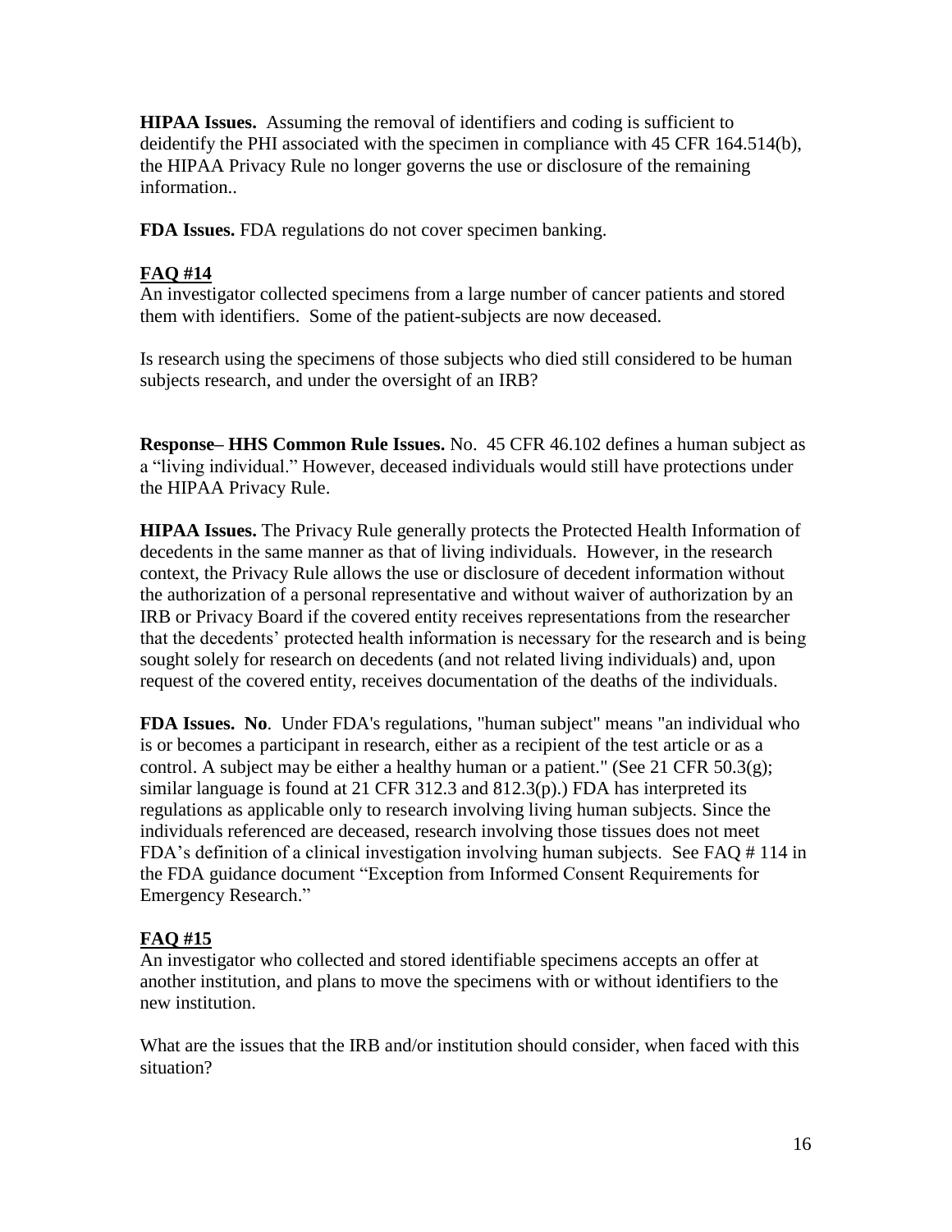**HIPAA Issues.** Assuming the removal of identifiers and coding is sufficient to deidentify the PHI associated with the specimen in compliance with 45 CFR 164.514(b), the HIPAA Privacy Rule no longer governs the use or disclosure of the remaining information..

**FDA Issues.** FDA regulations do not cover specimen banking.

**FAQ #14**

An investigator collected specimens from a large number of cancer patients and stored them with identifiers. Some of the patient-subjects are now deceased.

Is research using the specimens of those subjects who died still considered to be human subjects research, and under the oversight of an IRB?

**Response– HHS Common Rule Issues.** No. 45 CFR 46.102 defines a human subject as a "living individual." However, deceased individuals would still have protections under the HIPAA Privacy Rule.

**HIPAA Issues.** The Privacy Rule generally protects the Protected Health Information of decedents in the same manner as that of living individuals. However, in the research context, the Privacy Rule allows the use or disclosure of decedent information without the authorization of a personal representative and without waiver of authorization by an IRB or Privacy Board if the covered entity receives representations from the researcher that the decedents' protected health information is necessary for the research and is being sought solely for research on decedents (and not related living individuals) and, upon request of the covered entity, receives documentation of the deaths of the individuals.

**FDA Issues. No**. Under FDA's regulations, "human subject" means "an individual who is or becomes a participant in research, either as a recipient of the test article or as a control. A subject may be either a healthy human or a patient." (See 21 CFR 50.3(g); similar language is found at 21 CFR 312.3 and 812.3(p).) FDA has interpreted its regulations as applicable only to research involving living human subjects. Since the individuals referenced are deceased, research involving those tissues does not meet FDA's definition of a clinical investigation involving human subjects. See FAQ # 114 in the FDA guidance document "Exception from Informed Consent Requirements for Emergency Research."

**FAQ #15**

An investigator who collected and stored identifiable specimens accepts an offer at another institution, and plans to move the specimens with or without identifiers to the new institution.

What are the issues that the IRB and/or institution should consider, when faced with this situation?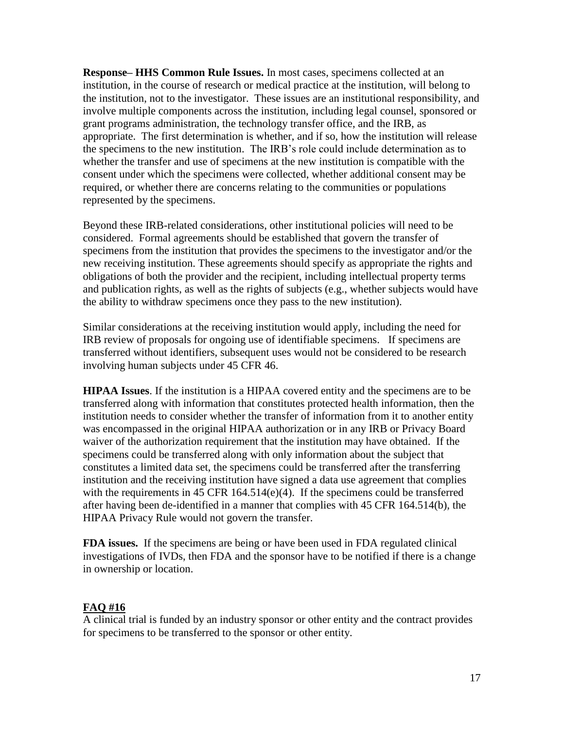**Response– HHS Common Rule Issues.** In most cases, specimens collected at an institution, in the course of research or medical practice at the institution, will belong to the institution, not to the investigator. These issues are an institutional responsibility, and involve multiple components across the institution, including legal counsel, sponsored or grant programs administration, the technology transfer office, and the IRB, as appropriate. The first determination is whether, and if so, how the institution will release the specimens to the new institution. The IRB's role could include determination as to whether the transfer and use of specimens at the new institution is compatible with the consent under which the specimens were collected, whether additional consent may be required, or whether there are concerns relating to the communities or populations represented by the specimens.

Beyond these IRB-related considerations, other institutional policies will need to be considered. Formal agreements should be established that govern the transfer of specimens from the institution that provides the specimens to the investigator and/or the new receiving institution. These agreements should specify as appropriate the rights and obligations of both the provider and the recipient, including intellectual property terms and publication rights, as well as the rights of subjects (e.g., whether subjects would have the ability to withdraw specimens once they pass to the new institution).

Similar considerations at the receiving institution would apply, including the need for IRB review of proposals for ongoing use of identifiable specimens. If specimens are transferred without identifiers, subsequent uses would not be considered to be research involving human subjects under 45 CFR 46.

**HIPAA Issues**. If the institution is a HIPAA covered entity and the specimens are to be transferred along with information that constitutes protected health information, then the institution needs to consider whether the transfer of information from it to another entity was encompassed in the original HIPAA authorization or in any IRB or Privacy Board waiver of the authorization requirement that the institution may have obtained. If the specimens could be transferred along with only information about the subject that constitutes a limited data set, the specimens could be transferred after the transferring institution and the receiving institution have signed a data use agreement that complies with the requirements in 45 CFR 164.514(e)(4). If the specimens could be transferred after having been de-identified in a manner that complies with 45 CFR 164.514(b), the HIPAA Privacy Rule would not govern the transfer.

**FDA issues.** If the specimens are being or have been used in FDA regulated clinical investigations of IVDs, then FDA and the sponsor have to be notified if there is a change in ownership or location.

## FAQ #16

A clinical trial is funded by an industry sponsor or other entity and the contract provides for specimens to be transferred to the sponsor or other entity.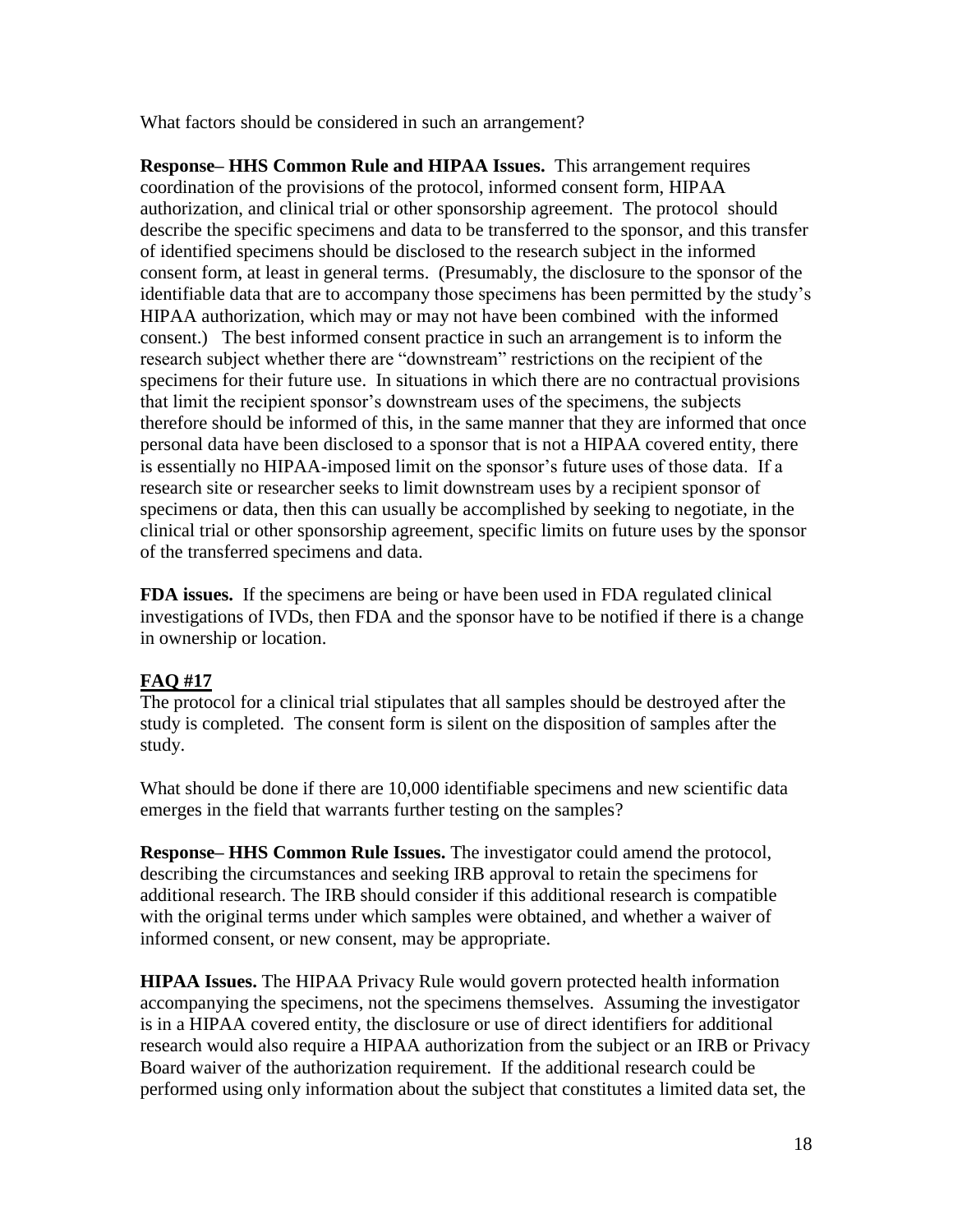What factors should be considered in such an arrangement?

**Response– HHS Common Rule and HIPAA Issues.** This arrangement requires coordination of the provisions of the protocol, informed consent form, HIPAA authorization, and clinical trial or other sponsorship agreement. The protocol should describe the specific specimens and data to be transferred to the sponsor, and this transfer of identified specimens should be disclosed to the research subject in the informed consent form, at least in general terms. (Presumably, the disclosure to the sponsor of the identifiable data that are to accompany those specimens has been permitted by the study's HIPAA authorization, which may or may not have been combined with the informed consent.) The best informed consent practice in such an arrangement is to inform the research subject whether there are "downstream" restrictions on the recipient of the specimens for their future use. In situations in which there are no contractual provisions that limit the recipient sponsor's downstream uses of the specimens, the subjects therefore should be informed of this, in the same manner that they are informed that once personal data have been disclosed to a sponsor that is not a HIPAA covered entity, there is essentially no HIPAA-imposed limit on the sponsor's future uses of those data. If a research site or researcher seeks to limit downstream uses by a recipient sponsor of specimens or data, then this can usually be accomplished by seeking to negotiate, in the clinical trial or other sponsorship agreement, specific limits on future uses by the sponsor of the transferred specimens and data.

**FDA issues.** If the specimens are being or have been used in FDA regulated clinical investigations of IVDs, then FDA and the sponsor have to be notified if there is a change in ownership or location.

## FAQ #17

The protocol for a clinical trial stipulates that all samples should be destroyed after the study is completed. The consent form is silent on the disposition of samples after the study.

What should be done if there are 10,000 identifiable specimens and new scientific data emerges in the field that warrants further testing on the samples?

**Response– HHS Common Rule Issues.** The investigator could amend the protocol, describing the circumstances and seeking IRB approval to retain the specimens for additional research. The IRB should consider if this additional research is compatible with the original terms under which samples were obtained, and whether a waiver of informed consent, or new consent, may be appropriate.

**HIPAA Issues.** The HIPAA Privacy Rule would govern protected health information accompanying the specimens, not the specimens themselves. Assuming the investigator is in a HIPAA covered entity, the disclosure or use of direct identifiers for additional research would also require a HIPAA authorization from the subject or an IRB or Privacy Board waiver of the authorization requirement. If the additional research could be performed using only information about the subject that constitutes a limited data set, the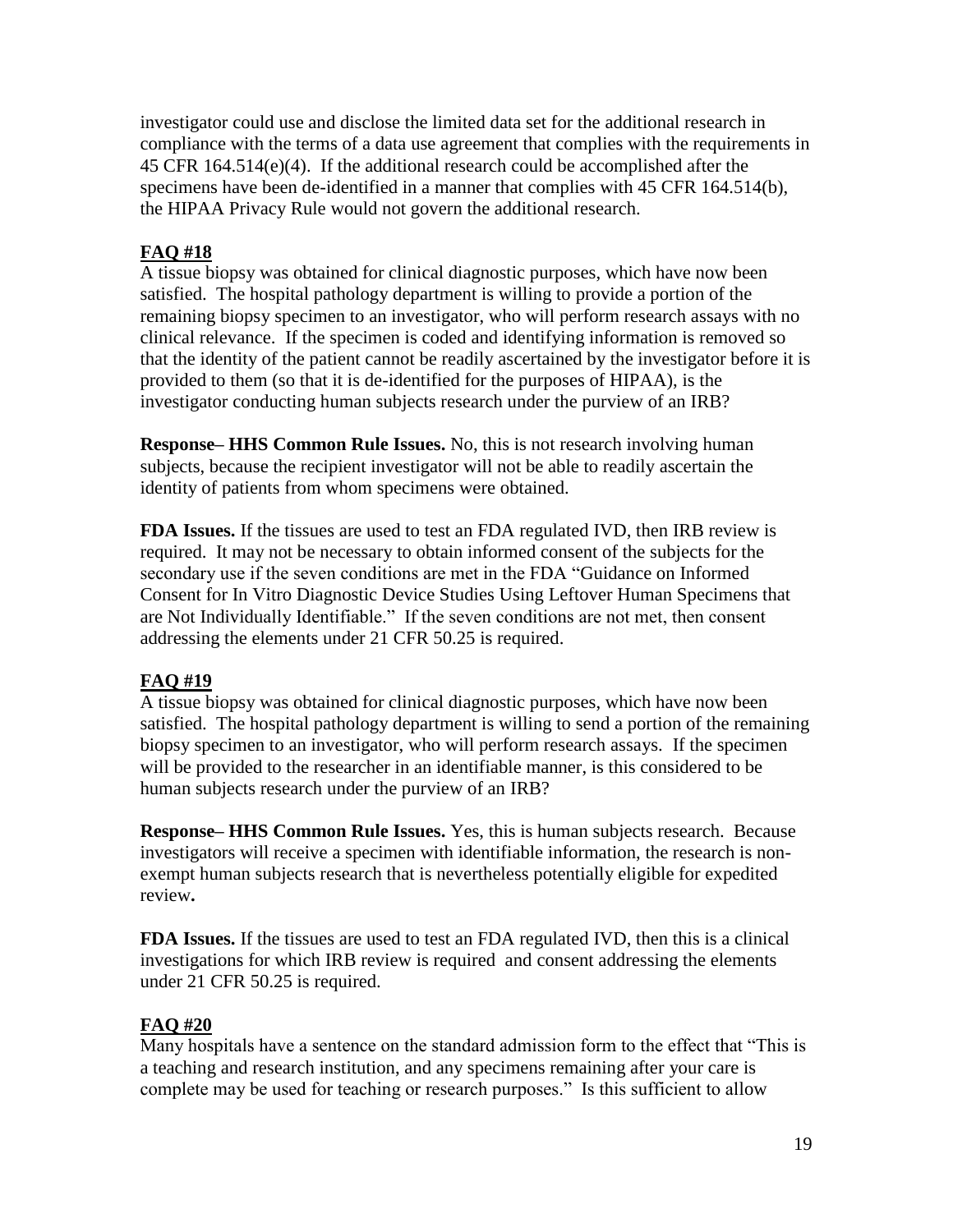investigator could use and disclose the limited data set for the additional research in compliance with the terms of a data use agreement that complies with the requirements in 45 CFR 164.514(e)(4). If the additional research could be accomplished after the specimens have been de-identified in a manner that complies with 45 CFR 164.514(b), the HIPAA Privacy Rule would not govern the additional research.

## FAQ #18

A tissue biopsy was obtained for clinical diagnostic purposes, which have now been satisfied. The hospital pathology department is willing to provide a portion of the remaining biopsy specimen to an investigator, who will perform research assays with no clinical relevance. If the specimen is coded and identifying information is removed so that the identity of the patient cannot be readily ascertained by the investigator before it is provided to them (so that it is de-identified for the purposes of HIPAA), is the investigator conducting human subjects research under the purview of an IRB?

**Response– HHS Common Rule Issues.** No, this is not research involving human subjects, because the recipient investigator will not be able to readily ascertain the identity of patients from whom specimens were obtained.

**FDA Issues.** If the tissues are used to test an FDA regulated IVD, then IRB review is required. It may not be necessary to obtain informed consent of the subjects for the secondary use if the seven conditions are met in the FDA "Guidance on Informed Consent for In Vitro Diagnostic Device Studies Using Leftover Human Specimens that are Not Individually Identifiable." If the seven conditions are not met, then consent addressing the elements under 21 CFR 50.25 is required.

## FAQ #19

A tissue biopsy was obtained for clinical diagnostic purposes, which have now been satisfied. The hospital pathology department is willing to send a portion of the remaining biopsy specimen to an investigator, who will perform research assays. If the specimen will be provided to the researcher in an identifiable manner, is this considered to be human subjects research under the purview of an IRB?

**Response– HHS Common Rule Issues.** Yes, this is human subjects research. Because investigators will receive a specimen with identifiable information, the research is non-exempt human subjects research that is nevertheless potentially eligible for expedited review**.**

**FDA Issues.** If the tissues are used to test an FDA regulated IVD, then this is a clinical investigations for which IRB review is required and consent addressing the elements under 21 CFR 50.25 is required.

## FAQ #20

Many hospitals have a sentence on the standard admission form to the effect that "This is a teaching and research institution, and any specimens remaining after your care is complete may be used for teaching or research purposes." Is this sufficient to allow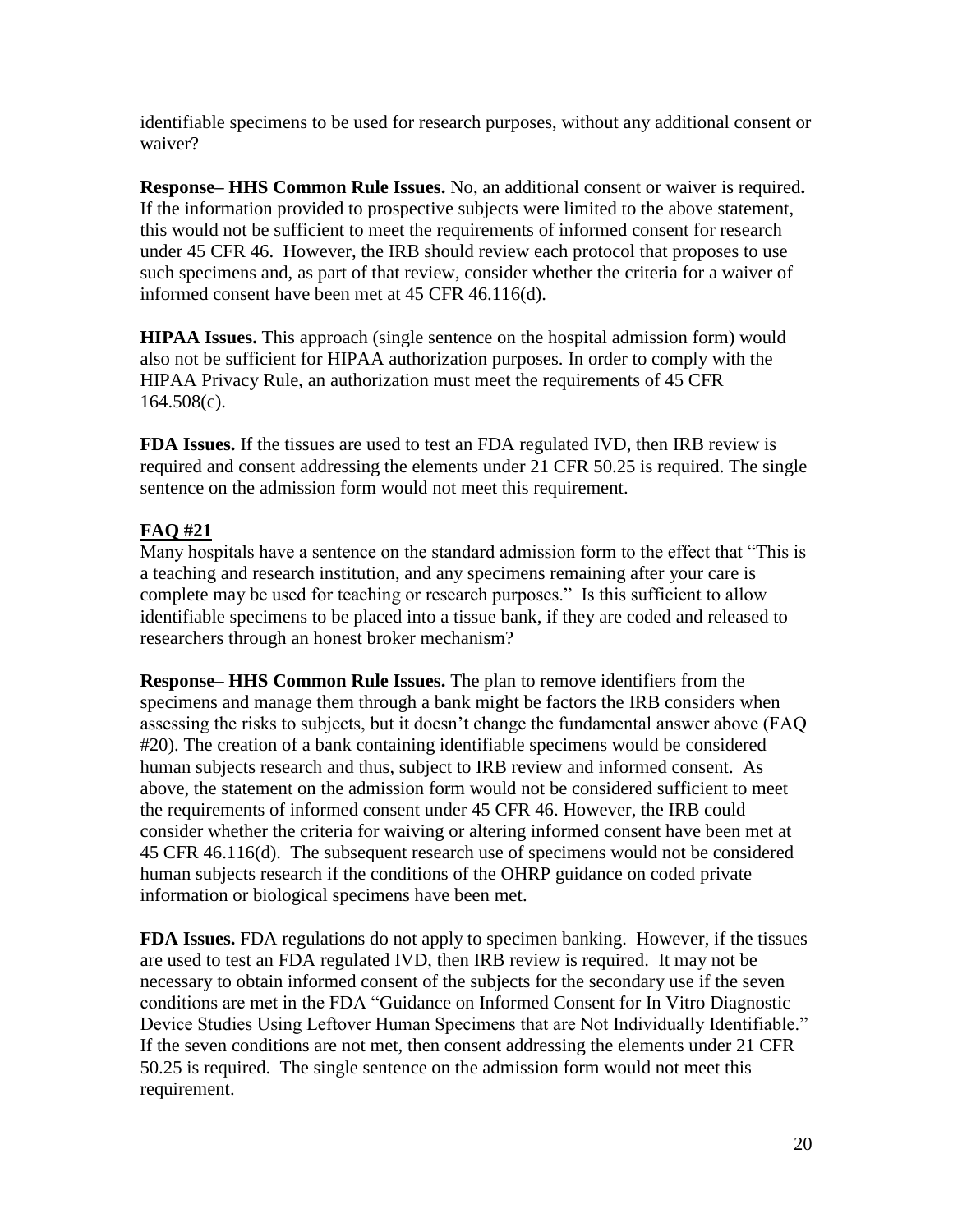identifiable specimens to be used for research purposes, without any additional consent or waiver?

**Response– HHS Common Rule Issues.** No, an additional consent or waiver is required**.** If the information provided to prospective subjects were limited to the above statement, this would not be sufficient to meet the requirements of informed consent for research under 45 CFR 46. However, the IRB should review each protocol that proposes to use such specimens and, as part of that review, consider whether the criteria for a waiver of informed consent have been met at 45 CFR 46.116(d).

**HIPAA Issues.** This approach (single sentence on the hospital admission form) would also not be sufficient for HIPAA authorization purposes. In order to comply with the HIPAA Privacy Rule, an authorization must meet the requirements of 45 CFR 164.508(c).

**FDA Issues.** If the tissues are used to test an FDA regulated IVD, then IRB review is required and consent addressing the elements under 21 CFR 50.25 is required. The single sentence on the admission form would not meet this requirement.

**FAQ #21**

Many hospitals have a sentence on the standard admission form to the effect that "This is a teaching and research institution, and any specimens remaining after your care is complete may be used for teaching or research purposes." Is this sufficient to allow identifiable specimens to be placed into a tissue bank, if they are coded and released to researchers through an honest broker mechanism?

**Response– HHS Common Rule Issues.** The plan to remove identifiers from the specimens and manage them through a bank might be factors the IRB considers when assessing the risks to subjects, but it doesn't change the fundamental answer above (FAQ #20). The creation of a bank containing identifiable specimens would be considered human subjects research and thus, subject to IRB review and informed consent. As above, the statement on the admission form would not be considered sufficient to meet the requirements of informed consent under 45 CFR 46. However, the IRB could consider whether the criteria for waiving or altering informed consent have been met at 45 CFR 46.116(d). The subsequent research use of specimens would not be considered human subjects research if the conditions of the OHRP guidance on coded private information or biological specimens have been met.

**FDA Issues.** FDA regulations do not apply to specimen banking. However, if the tissues are used to test an FDA regulated IVD, then IRB review is required. It may not be necessary to obtain informed consent of the subjects for the secondary use if the seven conditions are met in the FDA "Guidance on Informed Consent for In Vitro Diagnostic Device Studies Using Leftover Human Specimens that are Not Individually Identifiable." If the seven conditions are not met, then consent addressing the elements under 21 CFR 50.25 is required. The single sentence on the admission form would not meet this requirement.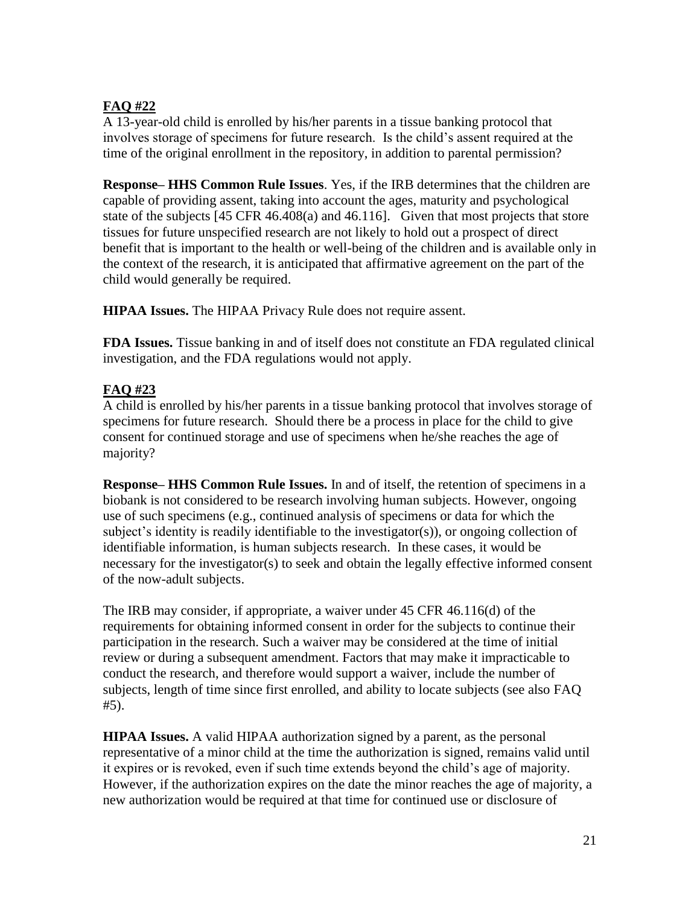**FAQ #22**

A 13-year-old child is enrolled by his/her parents in a tissue banking protocol that involves storage of specimens for future research. Is the child's assent required at the time of the original enrollment in the repository, in addition to parental permission?

**Response– HHS Common Rule Issues**. Yes, if the IRB determines that the children are capable of providing assent, taking into account the ages, maturity and psychological state of the subjects [45 CFR 46.408(a) and 46.116]. Given that most projects that store tissues for future unspecified research are not likely to hold out a prospect of direct benefit that is important to the health or well-being of the children and is available only in the context of the research, it is anticipated that affirmative agreement on the part of the child would generally be required.

**HIPAA Issues.** The HIPAA Privacy Rule does not require assent.

**FDA Issues.** Tissue banking in and of itself does not constitute an FDA regulated clinical investigation, and the FDA regulations would not apply.

**FAQ #23**

A child is enrolled by his/her parents in a tissue banking protocol that involves storage of specimens for future research. Should there be a process in place for the child to give consent for continued storage and use of specimens when he/she reaches the age of majority?

**Response– HHS Common Rule Issues.** In and of itself, the retention of specimens in a biobank is not considered to be research involving human subjects. However, ongoing use of such specimens (e.g., continued analysis of specimens or data for which the subject's identity is readily identifiable to the investigator(s)), or ongoing collection of identifiable information, is human subjects research. In these cases, it would be necessary for the investigator(s) to seek and obtain the legally effective informed consent of the now-adult subjects.

The IRB may consider, if appropriate, a waiver under 45 CFR 46.116(d) of the requirements for obtaining informed consent in order for the subjects to continue their participation in the research. Such a waiver may be considered at the time of initial review or during a subsequent amendment. Factors that may make it impracticable to conduct the research, and therefore would support a waiver, include the number of subjects, length of time since first enrolled, and ability to locate subjects (see also FAQ #5).

**HIPAA Issues.** A valid HIPAA authorization signed by a parent, as the personal representative of a minor child at the time the authorization is signed, remains valid until it expires or is revoked, even if such time extends beyond the child's age of majority. However, if the authorization expires on the date the minor reaches the age of majority, a new authorization would be required at that time for continued use or disclosure of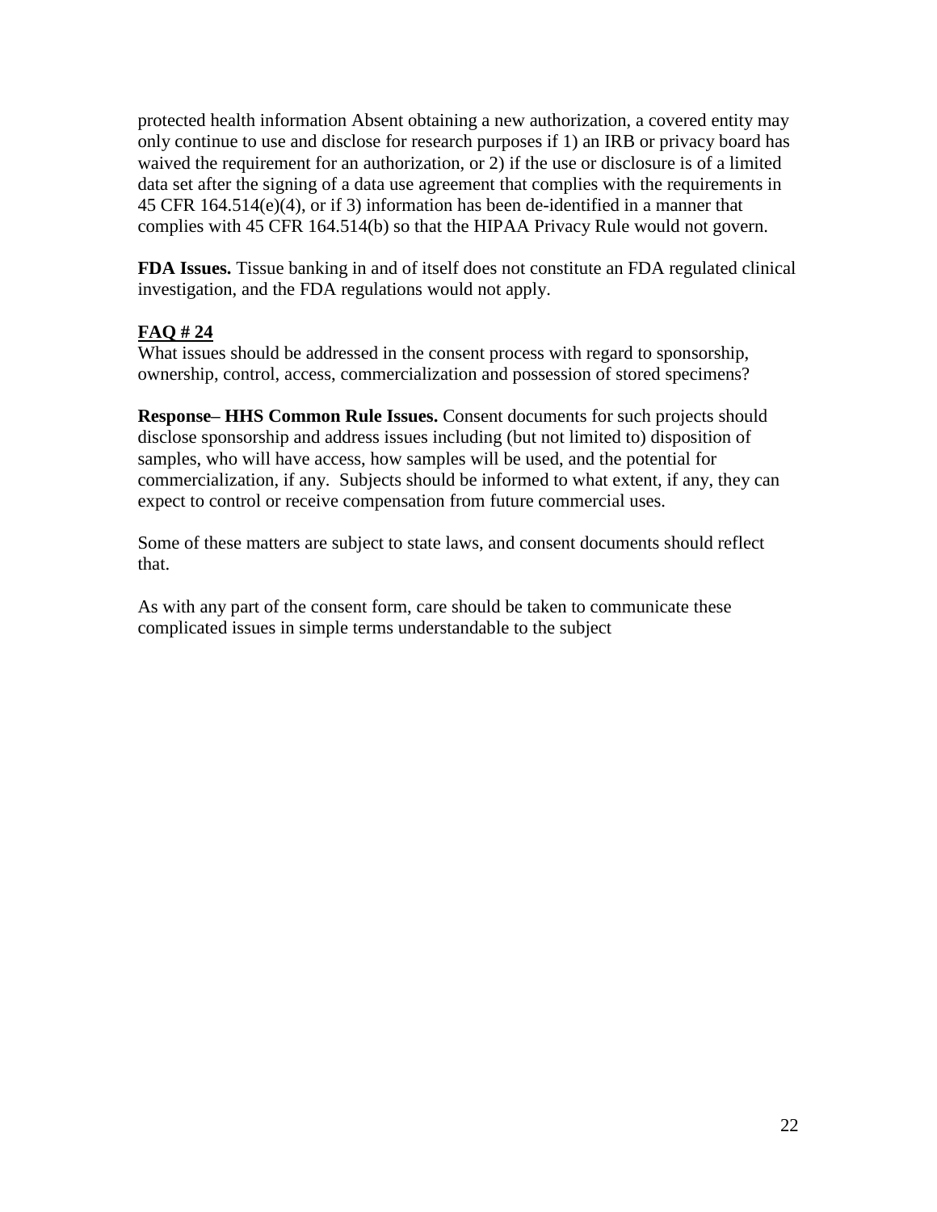protected health information Absent obtaining a new authorization, a covered entity may only continue to use and disclose for research purposes if 1) an IRB or privacy board has waived the requirement for an authorization, or 2) if the use or disclosure is of a limited data set after the signing of a data use agreement that complies with the requirements in 45 CFR 164.514(e)(4), or if 3) information has been de-identified in a manner that complies with 45 CFR 164.514(b) so that the HIPAA Privacy Rule would not govern.

**FDA Issues.** Tissue banking in and of itself does not constitute an FDA regulated clinical investigation, and the FDA regulations would not apply.

**FAQ # 24**

What issues should be addressed in the consent process with regard to sponsorship, ownership, control, access, commercialization and possession of stored specimens?

**Response– HHS Common Rule Issues.** Consent documents for such projects should disclose sponsorship and address issues including (but not limited to) disposition of samples, who will have access, how samples will be used, and the potential for commercialization, if any. Subjects should be informed to what extent, if any, they can expect to control or receive compensation from future commercial uses.

Some of these matters are subject to state laws, and consent documents should reflect that.

As with any part of the consent form, care should be taken to communicate these complicated issues in simple terms understandable to the subject